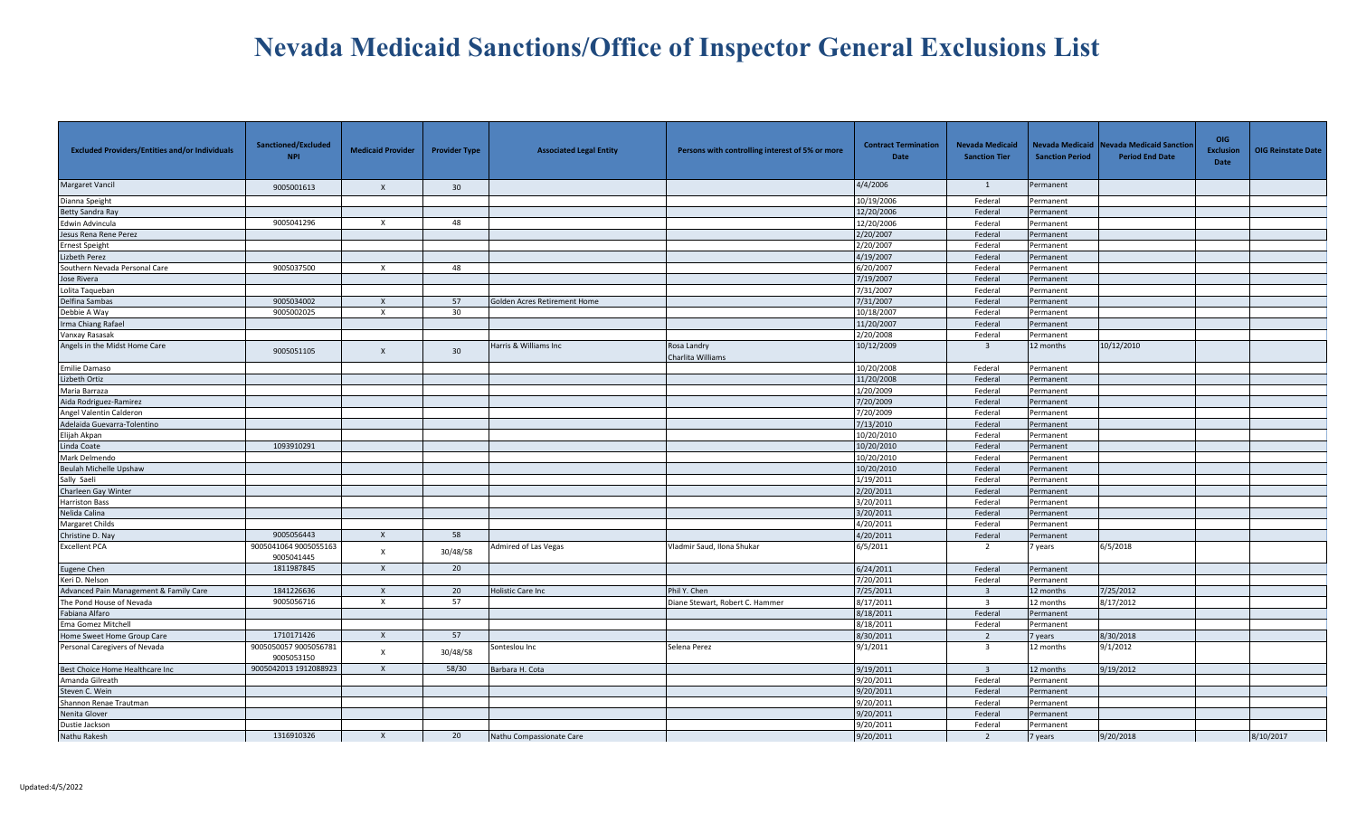# Nevada Medicaid Sanctions/Office of Inspector General Exclusions List

| Excluded Providers/Entities and/or Individuals | Sanctioned/Excluded NPI | Medicaid Provider | Provider Type | Associated Legal Entity | Persons with controlling interest of 5% or more | Contract Termination Date | Nevada Medicaid Sanction Tier | Nevada Medicaid Sanction Period | Nevada Medicaid Sanction Period End Date | OIG Exclusion Date | OIG Reinstate Date |
|---|---|---|---|---|---|---|---|---|---|---|---|
| Margaret Vancil | 9005001613 | X | 30 | | | 4/4/2006 | 1 | Permanent | | | |
| Dianna Speight | | | | | | 10/19/2006 | Federal | Permanent | | | |
| Betty Sandra Ray | | | | | | 12/20/2006 | Federal | Permanent | | | |
| Edwin Advincula | 9005041296 | X | 48 | | | 12/20/2006 | Federal | Permanent | | | |
| Jesus Rena Rene Perez | | | | | | 2/20/2007 | Federal | Permanent | | | |
| Ernest Speight | | | | | | 2/20/2007 | Federal | Permanent | | | |
| Lizbeth Perez | | | | | | 4/19/2007 | Federal | Permanent | | | |
| Southern Nevada Personal Care | 9005037500 | X | 48 | | | 6/20/2007 | Federal | Permanent | | | |
| Jose Rivera | | | | | | 7/19/2007 | Federal | Permanent | | | |
| Lolita Taqueban | | | | | | 7/31/2007 | Federal | Permanent | | | |
| Delfina Sambas | 9005034002 | X | 57 | Golden Acres Retirement Home | | 7/31/2007 | Federal | Permanent | | | |
| Debbie A Way | 9005002025 | X | 30 | | | 10/18/2007 | Federal | Permanent | | | |
| Irma Chiang Rafael | | | | | | 11/20/2007 | Federal | Permanent | | | |
| Vanxay Rasasak | | | | | | 2/20/2008 | Federal | Permanent | | | |
| Angels in the Midst Home Care | 9005051105 | X | 30 | Harris & Williams Inc | Rosa Landry<br>Charlita Williams | 10/12/2009 | 3 | 12 months | 10/12/2010 | | |
| Emilie Damaso | | | | | | 10/20/2008 | Federal | Permanent | | | |
| Lizbeth Ortiz | | | | | | 11/20/2008 | Federal | Permanent | | | |
| Maria Barraza | | | | | | 1/20/2009 | Federal | Permanent | | | |
| Aida Rodriguez-Ramirez | | | | | | 7/20/2009 | Federal | Permanent | | | |
| Angel Valentin Calderon | | | | | | 7/20/2009 | Federal | Permanent | | | |
| Adelaida Guevarra-Tolentino | | | | | | 7/13/2010 | Federal | Permanent | | | |
| Elijah Akpan | | | | | | 10/20/2010 | Federal | Permanent | | | |
| Linda Coate | 1093910291 | | | | | 10/20/2010 | Federal | Permanent | | | |
| Mark Delmendo | | | | | | 10/20/2010 | Federal | Permanent | | | |
| Beulah Michelle Upshaw | | | | | | 10/20/2010 | Federal | Permanent | | | |
| Sally Saeli | | | | | | 1/19/2011 | Federal | Permanent | | | |
| Charleen Gay Winter | | | | | | 2/20/2011 | Federal | Permanent | | | |
| Harriston Bass | | | | | | 3/20/2011 | Federal | Permanent | | | |
| Nelida Calina | | | | | | 3/20/2011 | Federal | Permanent | | | |
| Margaret Childs | | | | | | 4/20/2011 | Federal | Permanent | | | |
| Christine D. Nay | 9005056443 | X | 58 | | | 4/20/2011 | Federal | Permanent | | | |
| Excellent PCA | 9005041064 9005055163 9005041445 | X | 30/48/58 | Admired of Las Vegas | Vladmir Saud, Ilona Shukar | 6/5/2011 | 2 | 7 years | 6/5/2018 | | |
| Eugene Chen | 1811987845 | X | 20 | | | 6/24/2011 | Federal | Permanent | | | |
| Keri D. Nelson | | | | | | 7/20/2011 | Federal | Permanent | | | |
| Advanced Pain Management & Family Care | 1841226636 | X | 20 | Holistic Care Inc | Phil Y. Chen | 7/25/2011 | 3 | 12 months | 7/25/2012 | | |
| The Pond House of Nevada | 9005056716 | X | 57 | | Diane Stewart, Robert C. Hammer | 8/17/2011 | 3 | 12 months | 8/17/2012 | | |
| Fabiana Alfaro | | | | | | 8/18/2011 | Federal | Permanent | | | |
| Ema Gomez Mitchell | | | | | | 8/18/2011 | Federal | Permanent | | | |
| Home Sweet Home Group Care | 1710171426 | X | 57 | | | 8/30/2011 | 2 | 7 years | 8/30/2018 | | |
| Personal Caregivers of Nevada | 9005050057 9005056781 9005053150 | X | 30/48/58 | Sonteslou Inc | Selena Perez | 9/1/2011 | 3 | 12 months | 9/1/2012 | | |
| Best Choice Home Healthcare Inc | 9005042013 1912088923 | X | 58/30 | Barbara H. Cota | | 9/19/2011 | 3 | 12 months | 9/19/2012 | | |
| Amanda Gilreath | | | | | | 9/20/2011 | Federal | Permanent | | | |
| Steven C. Wein | | | | | | 9/20/2011 | Federal | Permanent | | | |
| Shannon Renae Trautman | | | | | | 9/20/2011 | Federal | Permanent | | | |
| Nenita Glover | | | | | | 9/20/2011 | Federal | Permanent | | | |
| Dustie Jackson | | | | | | 9/20/2011 | Federal | Permanent | | | |
| Nathu Rakesh | 1316910326 | X | 20 | Nathu Compassionate Care | | 9/20/2011 | 2 | 7 years | 9/20/2018 | | 8/10/2017 |

Updated:4/5/2022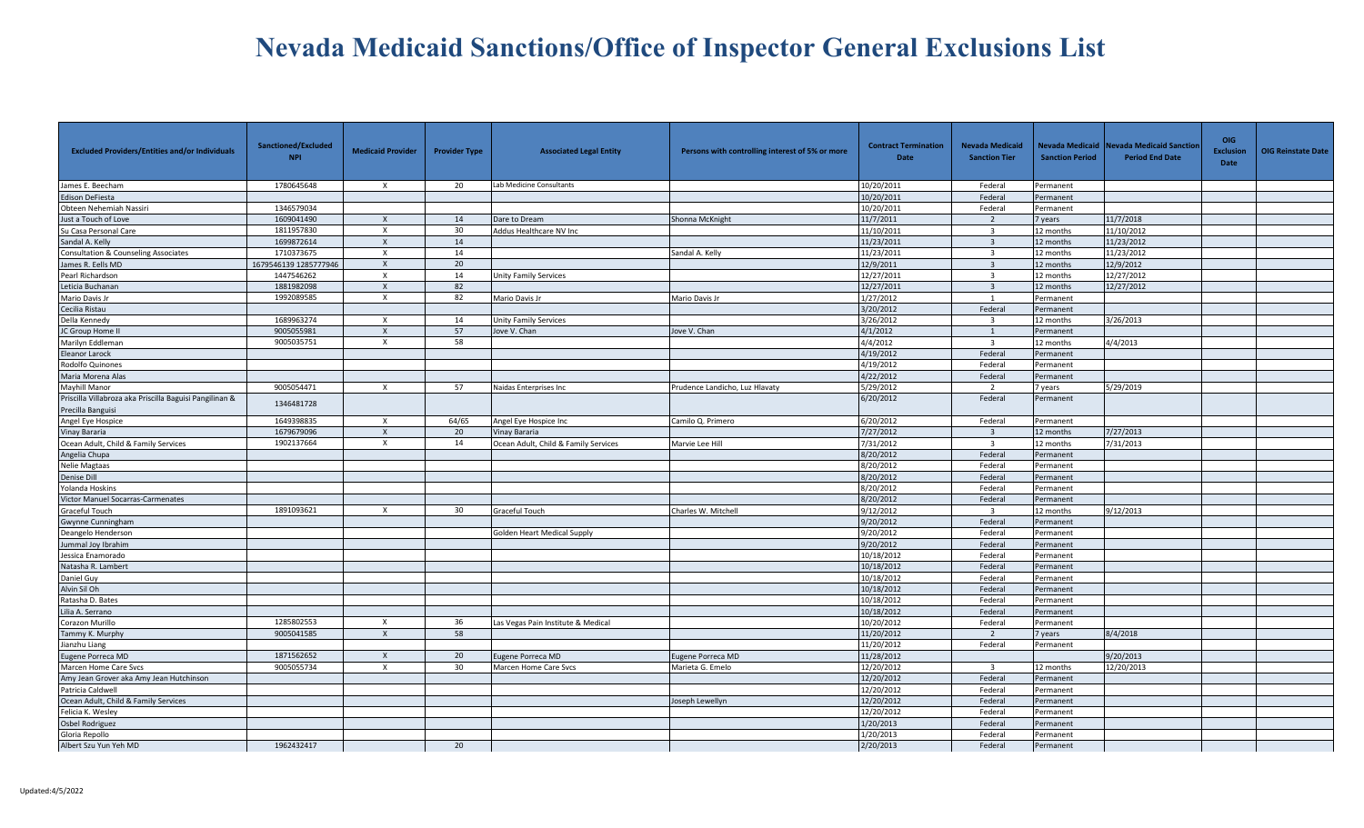# Nevada Medicaid Sanctions/Office of Inspector General Exclusions List

| Excluded Providers/Entities and/or Individuals | Sanctioned/Excluded NPI | Medicaid Provider | Provider Type | Associated Legal Entity | Persons with controlling interest of 5% or more | Contract Termination Date | Nevada Medicaid Sanction Tier | Nevada Medicaid Sanction Period | Nevada Medicaid Sanction Period End Date | OIG Exclusion Date | OIG Reinstate Date |
|---|---|---|---|---|---|---|---|---|---|---|---|
| James E. Beecham | 1780645648 | X | 20 | Lab Medicine Consultants | | 10/20/2011 | Federal | Permanent | | | |
| Edison DeFiesta | | | | | | 10/20/2011 | Federal | Permanent | | | |
| Obteen Nehemiah Nassiri | 1346579034 | | | | | 10/20/2011 | Federal | Permanent | | | |
| Just a Touch of Love | 1609041490 | X | 14 | Dare to Dream | Shonna McKnight | 11/7/2011 | 2 | 7 years | 11/7/2018 | | |
| Su Casa Personal Care | 1811957830 | X | 30 | Addus Healthcare NV Inc | | 11/10/2011 | 3 | 12 months | 11/10/2012 | | |
| Sandal A. Kelly | 1699872614 | X | 14 | | | 11/23/2011 | 3 | 12 months | 11/23/2012 | | |
| Consultation & Counseling Associates | 1710373675 | X | 14 | | Sandal A. Kelly | 11/23/2011 | 3 | 12 months | 11/23/2012 | | |
| James R. Eells MD | 1679546139 1285777946 | X | 20 | | | 12/9/2011 | 3 | 12 months | 12/9/2012 | | |
| Pearl Richardson | 1447546262 | X | 14 | Unity Family Services | | 12/27/2011 | 3 | 12 months | 12/27/2012 | | |
| Leticia Buchanan | 1881982098 | X | 82 | | | 12/27/2011 | 3 | 12 months | 12/27/2012 | | |
| Mario Davis Jr | 1992089585 | X | 82 | Mario Davis Jr | Mario Davis Jr | 1/27/2012 | 1 | Permanent | | | |
| Cecilia Ristau | | | | | | 3/20/2012 | Federal | Permanent | | | |
| Della Kennedy | 1689963274 | X | 14 | Unity Family Services | | 3/26/2012 | 3 | 12 months | 3/26/2013 | | |
| JC Group Home II | 9005055981 | X | 57 | Jove V. Chan | Jove V. Chan | 4/1/2012 | 1 | Permanent | | | |
| Marilyn Eddleman | 9005035751 | X | 58 | | | 4/4/2012 | 3 | 12 months | 4/4/2013 | | |
| Eleanor Larock | | | | | | 4/19/2012 | Federal | Permanent | | | |
| Rodolfo Quinones | | | | | | 4/19/2012 | Federal | Permanent | | | |
| Maria Morena Alas | | | | | | 4/22/2012 | Federal | Permanent | | | |
| Mayhill Manor | 9005054471 | X | 57 | Naidas Enterprises Inc | Prudence Landicho, Luz Hlavaty | 5/29/2012 | 2 | 7 years | 5/29/2019 | | |
| Priscilla Villabroza aka Priscilla Baguisi Pangilinan & Precilla Banguisi | 1346481728 | | | | | 6/20/2012 | Federal | Permanent | | | |
| Angel Eye Hospice | 1649398835 | X | 64/65 | Angel Eye Hospice Inc | Camilo Q. Primero | 6/20/2012 | Federal | Permanent | | | |
| Vinay Bararia | 1679679096 | X | 20 | Vinay Bararia | | 7/27/2012 | 3 | 12 months | 7/27/2013 | | |
| Ocean Adult, Child & Family Services | 1902137664 | X | 14 | Ocean Adult, Child & Family Services | Marvie Lee Hill | 7/31/2012 | 3 | 12 months | 7/31/2013 | | |
| Angelia Chupa | | | | | | 8/20/2012 | Federal | Permanent | | | |
| Nelie Magtaas | | | | | | 8/20/2012 | Federal | Permanent | | | |
| Denise Dill | | | | | | 8/20/2012 | Federal | Permanent | | | |
| Yolanda Hoskins | | | | | | 8/20/2012 | Federal | Permanent | | | |
| Victor Manuel Socarras-Carmenates | | | | | | 8/20/2012 | Federal | Permanent | | | |
| Graceful Touch | 1891093621 | X | 30 | Graceful Touch | Charles W. Mitchell | 9/12/2012 | 3 | 12 months | 9/12/2013 | | |
| Gwynne Cunningham | | | | | | 9/20/2012 | Federal | Permanent | | | |
| Deangelo Henderson | | | | Golden Heart Medical Supply | | 9/20/2012 | Federal | Permanent | | | |
| Jummal Joy Ibrahim | | | | | | 9/20/2012 | Federal | Permanent | | | |
| Jessica Enamorado | | | | | | 10/18/2012 | Federal | Permanent | | | |
| Natasha R. Lambert | | | | | | 10/18/2012 | Federal | Permanent | | | |
| Daniel Guy | | | | | | 10/18/2012 | Federal | Permanent | | | |
| Alvin Sil Oh | | | | | | 10/18/2012 | Federal | Permanent | | | |
| Ratasha D. Bates | | | | | | 10/18/2012 | Federal | Permanent | | | |
| Lilia A. Serrano | | | | | | 10/18/2012 | Federal | Permanent | | | |
| Corazon Murillo | 1285802553 | X | 36 | Las Vegas Pain Institute & Medical | | 10/20/2012 | Federal | Permanent | | | |
| Tammy K. Murphy | 9005041585 | X | 58 | | | 11/20/2012 | 2 | 7 years | 8/4/2018 | | |
| Jianzhu Liang | | | | | | 11/20/2012 | Federal | Permanent | | | |
| Eugene Porreca MD | 1871562652 | X | 20 | Eugene Porreca MD | Eugene Porreca MD | 11/28/2012 | | | 9/20/2013 | | |
| Marcen Home Care Svcs | 9005055734 | X | 30 | Marcen Home Care Svcs | Marieta G. Emelo | 12/20/2012 | 3 | 12 months | 12/20/2013 | | |
| Amy Jean Grover aka Amy Jean Hutchinson | | | | | | 12/20/2012 | Federal | Permanent | | | |
| Patricia Caldwell | | | | | | 12/20/2012 | Federal | Permanent | | | |
| Ocean Adult, Child & Family Services | | | | | Joseph Lewellyn | 12/20/2012 | Federal | Permanent | | | |
| Felicia K. Wesley | | | | | | 12/20/2012 | Federal | Permanent | | | |
| Osbel Rodriguez | | | | | | 1/20/2013 | Federal | Permanent | | | |
| Gloria Repollo | | | | | | 1/20/2013 | Federal | Permanent | | | |
| Albert Szu Yun Yeh MD | 1962432417 | | 20 | | | 2/20/2013 | Federal | Permanent | | | |

Updated:4/5/2022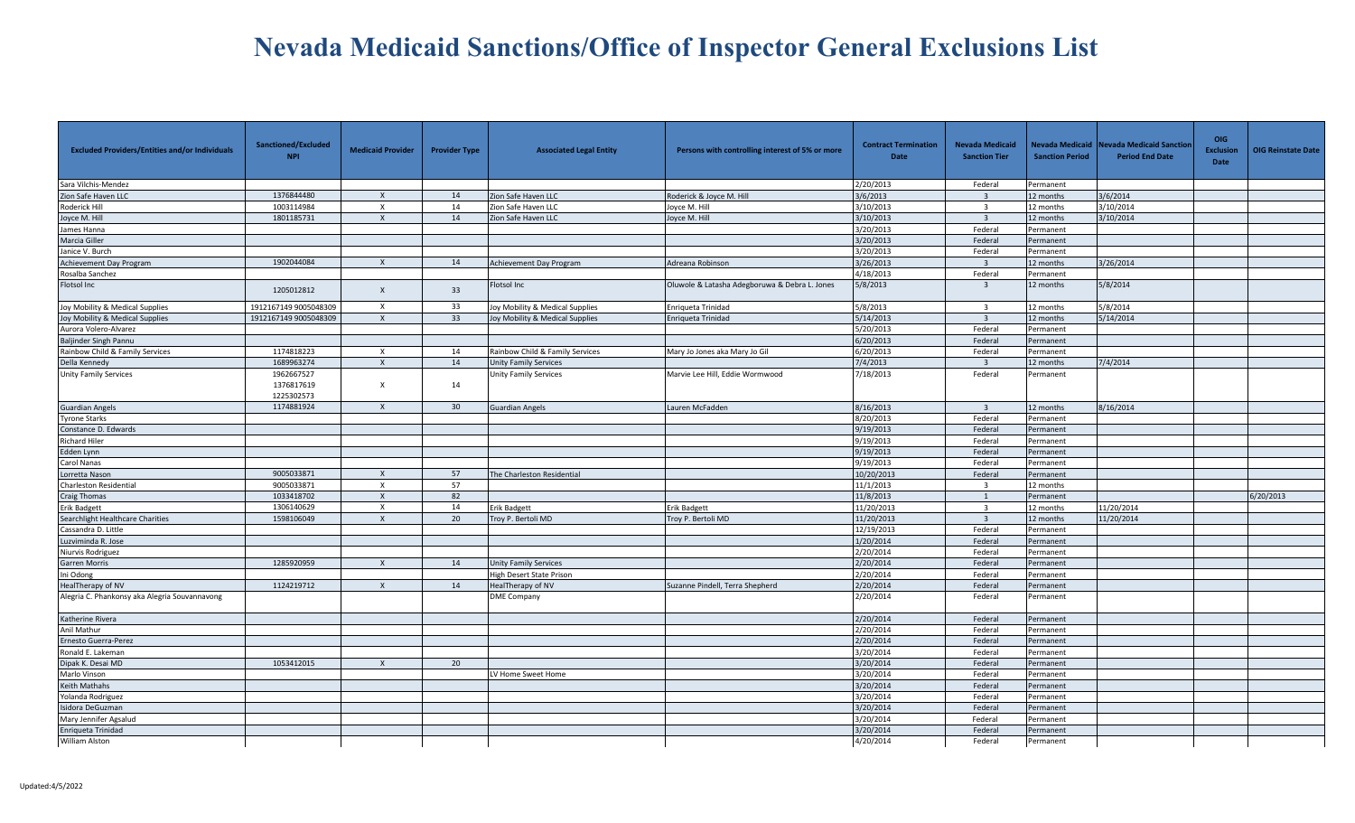# Nevada Medicaid Sanctions/Office of Inspector General Exclusions List

| Excluded Providers/Entities and/or Individuals | Sanctioned/Excluded NPI | Medicaid Provider | Provider Type | Associated Legal Entity | Persons with controlling interest of 5% or more | Contract Termination Date | Nevada Medicaid Sanction Tier | Nevada Medicaid Sanction Period | Nevada Medicaid Sanction Period End Date | OIG Exclusion Date | OIG Reinstate Date |
|---|---|---|---|---|---|---|---|---|---|---|---|
| Sara Vilchis-Mendez | | | | | | 2/20/2013 | Federal | Permanent | | | |
| Zion Safe Haven LLC | 1376844480 | X | 14 | Zion Safe Haven LLC | Roderick & Joyce M. Hill | 3/6/2013 | 3 | 12 months | 3/6/2014 | | |
| Roderick Hill | 1003114984 | X | 14 | Zion Safe Haven LLC | Joyce M. Hill | 3/10/2013 | 3 | 12 months | 3/10/2014 | | |
| Joyce M. Hill | 1801185731 | X | 14 | Zion Safe Haven LLC | Joyce M. Hill | 3/10/2013 | 3 | 12 months | 3/10/2014 | | |
| James Hanna | | | | | | 3/20/2013 | Federal | Permanent | | | |
| Marcia Giller | | | | | | 3/20/2013 | Federal | Permanent | | | |
| Janice V. Burch | | | | | | 3/20/2013 | Federal | Permanent | | | |
| Achievement Day Program | 1902044084 | X | 14 | Achievement Day Program | Adreana Robinson | 3/26/2013 | 3 | 12 months | 3/26/2014 | | |
| Rosalba Sanchez | | | | | | 4/18/2013 | Federal | Permanent | | | |
| Flotsol Inc | 1205012812 | X | 33 | Flotsol Inc | Oluwole & Latasha Adegboruwa & Debra L. Jones | 5/8/2013 | 3 | 12 months | 5/8/2014 | | |
| Joy Mobility & Medical Supplies | 19121671499005048309 | X | 33 | Joy Mobility & Medical Supplies | Enriqueta Trinidad | 5/8/2013 | 3 | 12 months | 5/8/2014 | | |
| Joy Mobility & Medical Supplies | 19121671499005048309 | X | 33 | Joy Mobility & Medical Supplies | Enriqueta Trinidad | 5/14/2013 | 3 | 12 months | 5/14/2014 | | |
| Aurora Volero-Alvarez | | | | | | 5/20/2013 | Federal | Permanent | | | |
| Baljinder Singh Pannu | | | | | | 6/20/2013 | Federal | Permanent | | | |
| Rainbow Child & Family Services | 1174818223 | X | 14 | Rainbow Child & Family Services | Mary Jo Jones aka Mary Jo Gil | 6/20/2013 | Federal | Permanent | | | |
| Della Kennedy | 1689963274 | X | 14 | Unity Family Services | | 7/4/2013 | 3 | 12 months | 7/4/2014 | | |
| Unity Family Services | 1962667527 1376817619 1225302573 | X | 14 | Unity Family Services | Marvie Lee Hill, Eddie Wormwood | 7/18/2013 | Federal | Permanent | | | |
| Guardian Angels | 1174881924 | X | 30 | Guardian Angels | Lauren McFadden | 8/16/2013 | 3 | 12 months | 8/16/2014 | | |
| Tyrone Starks | | | | | | 8/20/2013 | Federal | Permanent | | | |
| Constance D. Edwards | | | | | | 9/19/2013 | Federal | Permanent | | | |
| Richard Hiler | | | | | | 9/19/2013 | Federal | Permanent | | | |
| Edden Lynn | | | | | | 9/19/2013 | Federal | Permanent | | | |
| Carol Nanas | | | | | | 9/19/2013 | Federal | Permanent | | | |
| Lorretta Nason | 9005033871 | X | 57 | The Charleston Residential | | 10/20/2013 | Federal | Permanent | | | |
| Charleston Residential | 9005033871 | X | 57 | | | 11/1/2013 | 3 | 12 months | | | |
| Craig Thomas | 1033418702 | X | 82 | | | 11/8/2013 | 1 | Permanent | | | 6/20/2013 |
| Erik Badgett | 1306140629 | X | 14 | Erik Badgett | Erik Badgett | 11/20/2013 | 3 | 12 months | 11/20/2014 | | |
| Searchlight Healthcare Charities | 1598106049 | X | 20 | Troy P. Bertoli MD | Troy P. Bertoli MD | 11/20/2013 | 3 | 12 months | 11/20/2014 | | |
| Cassandra D. Little | | | | | | 12/19/2013 | Federal | Permanent | | | |
| Luzviminda R. Jose | | | | | | 1/20/2014 | Federal | Permanent | | | |
| Niurvis Rodriguez | | | | | | 2/20/2014 | Federal | Permanent | | | |
| Garren Morris | 1285920959 | X | 14 | Unity Family Services | | 2/20/2014 | Federal | Permanent | | | |
| Ini Odong | | | | High Desert State Prison | | 2/20/2014 | Federal | Permanent | | | |
| HealTherapy of NV | 1124219712 | X | 14 | HealTherapy of NV | Suzanne Pindell, Terra Shepherd | 2/20/2014 | Federal | Permanent | | | |
| Alegria C. Phankonsy aka Alegria Souvannavong | | | | DME Company | | 2/20/2014 | Federal | Permanent | | | |
| Katherine Rivera | | | | | | 2/20/2014 | Federal | Permanent | | | |
| Anil Mathur | | | | | | 2/20/2014 | Federal | Permanent | | | |
| Ernesto Guerra-Perez | | | | | | 2/20/2014 | Federal | Permanent | | | |
| Ronald E. Lakeman | | | | | | 3/20/2014 | Federal | Permanent | | | |
| Dipak K. Desai MD | 1053412015 | X | 20 | | | 3/20/2014 | Federal | Permanent | | | |
| Marlo Vinson | | | | LV Home Sweet Home | | 3/20/2014 | Federal | Permanent | | | |
| Keith Mathahs | | | | | | 3/20/2014 | Federal | Permanent | | | |
| Yolanda Rodriguez | | | | | | 3/20/2014 | Federal | Permanent | | | |
| Isidora DeGuzman | | | | | | 3/20/2014 | Federal | Permanent | | | |
| Mary Jennifer Agsalud | | | | | | 3/20/2014 | Federal | Permanent | | | |
| Enriqueta Trinidad | | | | | | 3/20/2014 | Federal | Permanent | | | |
| William Alston | | | | | | 4/20/2014 | Federal | Permanent | | | |

Updated:4/5/2022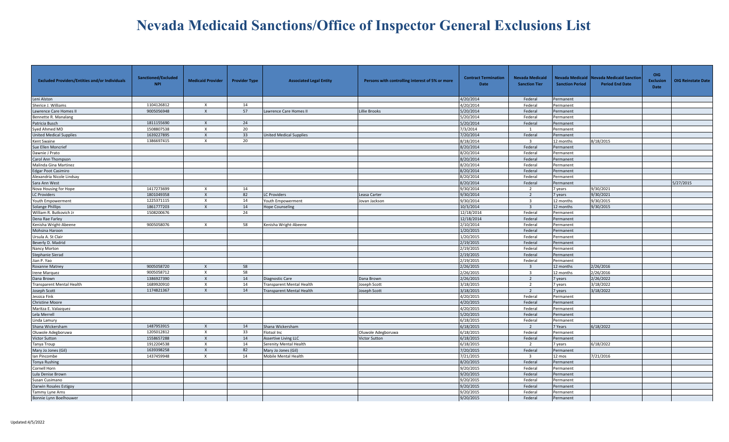# Nevada Medicaid Sanctions/Office of Inspector General Exclusions List

| Excluded Providers/Entities and/or Individuals | Sanctioned/Excluded NPI | Medicaid Provider | Provider Type | Associated Legal Entity | Persons with controlling interest of 5% or more | Contract Termination Date | Nevada Medicaid Sanction Tier | Nevada Medicaid Sanction Period | Nevada Medicaid Sanction Period End Date | OIG Exclusion Date | OIG Reinstate Date |
|---|---|---|---|---|---|---|---|---|---|---|---|
| Leni Alston | | | | | | 4/20/2014 | Federal | Permanent | | | |
| Sherice J. Williams | 1104126812 | X | 14 | | | 4/20/2014 | Federal | Permanent | | | |
| Lawrence Care Homes II | 9005056948 | X | 57 | Lawrence Care Homes II | Lillie Brooks | 5/20/2014 | Federal | Permanent | | | |
| Bennette R. Manalang | | | | | | 5/20/2014 | Federal | Permanent | | | |
| Patricia Busch | 1811155690 | X | 24 | | | 5/20/2014 | Federal | Permanent | | | |
| Syed Ahmed MD | 1508807538 | X | 20 | | | 7/3/2014 | 1 | Permanent | | | |
| United Medical Supplies | 1639227895 | X | 33 | United Medical Supplies | | 7/20/2014 | Federal | Permanent | | | |
| Kent Swaine | 1386697415 | X | 20 | | | 8/18/2014 | 3 | 12 months | 8/18/2015 | | |
| Sue Ellen Moncrief | | | | | | 8/20/2014 | Federal | Permanent | | | |
| Dawnie J Prato | | | | | | 8/20/2014 | Federal | Permanent | | | |
| Carol Ann Thompson | | | | | | 8/20/2014 | Federal | Permanent | | | |
| Malinda Gina Martinez | | | | | | 8/20/2014 | Federal | Permanent | | | |
| Edgar Poot Casimiro | | | | | | 8/20/2014 | Federal | Permanent | | | |
| Alexandria Nicole Lindsay | | | | | | 8/20/2014 | Federal | Permanent | | | |
| Sara Ann West | | | | | | 8/20/2014 | Federal | Permanent | | | 5/27/2015 |
| Nova Housing for Hope | 1417273699 | X | 14 | | | 9/30/2014 | 2 | 7 years | 9/30/2021 | | |
| LC Providers | 1801049358 | X | 82 | LC Providers | Leasa Carter | 9/30/2014 | 2 | 7 years | 9/30/2021 | | |
| Youth Empowerment | 1225371115 | X | 14 | Youth Empowerment | Jovan Jackson | 9/30/2014 | 3 | 12 months | 9/30/2015 | | |
| Solange Phillips | 1861777203 | X | 14 | Hope Counseling | | 10/3/2014 | 3 | 12 months | 9/30/2015 | | |
| William R. Butkovich Jr | 1508200676 | | 24 | | | 12/18/2014 | Federal | Permanent | | | |
| Dena Rae Farley | | | | | | 12/18/2014 | Federal | Permanent | | | |
| Kenisha Wright-Abeene | 9005058076 | X | 58 | Kenisha Wright-Abeene | | 2/10/2014 | Federal | Permanent | | | |
| Mohsina Haroon | | | | | | 1/20/2015 | Federal | Permanent | | | |
| Ursula A. St Clair | | | | | | 1/20/2015 | Federal | Permanent | | | |
| Beverly D. Madrid | | | | | | 2/19/2015 | Federal | Permanent | | | |
| Nancy Morton | | | | | | 2/19/2015 | Federal | Permanent | | | |
| Stephanie Sierad | | | | | | 2/19/2015 | Federal | Permanent | | | |
| Jian P. Yao | | | | | | 2/19/2015 | Federal | Permanent | | | |
| Roxanne Matney | 9005058720 | X | 58 | | | 2/26/2015 | 3 | 12 months | 2/26/2016 | | |
| Irene Marquez | 9005058712 | X | 58 | | | 2/26/2015 | 3 | 12 months | 2/26/2016 | | |
| Dana Brown | 1386927390 | X | 14 | Diagnostic Care | Dana Brown | 2/26/2015 | 2 | 7 years | 2/26/2022 | | |
| Transparent Mental Health | 1689920910 | X | 14 | Transparent Mental Health | Joseph Scott | 3/18/2015 | 2 | 7 years | 3/18/2022 | | |
| Joseph Scott | 1174821367 | X | 14 | Transparent Mental Health | Joseph Scott | 3/18/2015 | 2 | 7 years | 3/18/2022 | | |
| Jessica Fink | | | | | | 4/20/2015 | Federal | Permanent | | | |
| Christine Moore | | | | | | 4/20/2015 | Federal | Permanent | | | |
| Maritza E. Valazquez | | | | | | 4/20/2015 | Federal | Permanent | | | |
| Lela Merrell | | | | | | 5/20/2015 | Federal | Permanent | | | |
| Linda Lamury | | | | | | 6/18/2015 | Federal | Permanent | | | |
| Shana Wickersham | 1487953915 | X | 14 | Shana Wickersham | | 6/18/2015 | 2 | 7 Years | 6/18/2022 | | |
| Oluwole Adegboruwa | 1205012812 | X | 33 | Flotsol Inc | Oluwole Adegboruwa | 6/18/2015 | Federal | Permanent | | | |
| Victor Sutton | 1558657288 | X | 14 | Assertive Living LLC | Victor Sutton | 6/18/2015 | Federal | Permanent | | | |
| Tanya Troup | 1912204538 | X | 14 | Serenity Mental Health | | 6/18/2015 | 2 | 7 years | 6/18/2022 | | |
| Mary Jo Jones (Gil) | 1639398258 | X | 82 | Mary Jo Jones (Gil) | | 7/20/2015 | Federal | Permanent | | | |
| Ian Pincombe | 1437459948 | X | 14 | Mobile Mental Health | | 7/21/2015 | 3 | 12 mos | 7/21/2016 | | |
| Tonya Rushing | | | | | | 8/20/2015 | Federal | Permanent | | | |
| Cornell Horn | | | | | | 9/20/2015 | Federal | Permanent | | | |
| Lula Denise Brown | | | | | | 9/20/2015 | Federal | Permanent | | | |
| Susan Cusimano | | | | | | 9/20/2015 | Federal | Permanent | | | |
| Darwin Rosales Estigoy | | | | | | 9/20/2015 | Federal | Permanent | | | |
| Tammy Lyne Arns | | | | | | 9/20/2015 | Federal | Permanent | | | |
| Bonnie Lynn Boelhouwer | | | | | | 9/20/2015 | Federal | Permanent | | | |

Updated:4/5/2022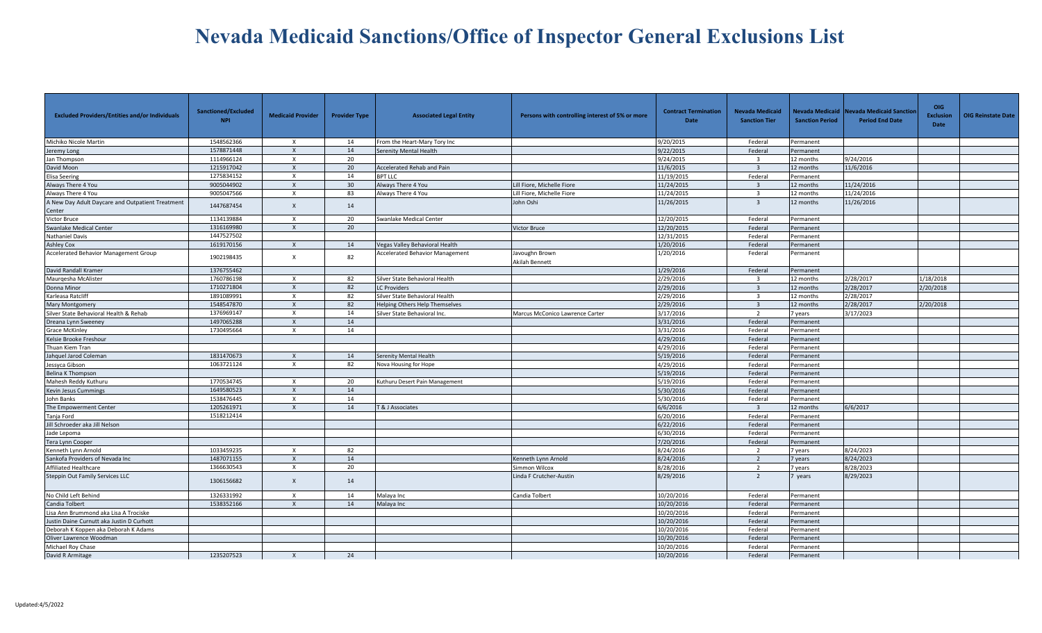# Nevada Medicaid Sanctions/Office of Inspector General Exclusions List

| Excluded Providers/Entities and/or Individuals | Sanctioned/Excluded NPI | Medicaid Provider | Provider Type | Associated Legal Entity | Persons with controlling interest of 5% or more | Contract Termination Date | Nevada Medicaid Sanction Tier | Nevada Medicaid Sanction Period | Nevada Medicaid Sanction Period End Date | OIG Exclusion Date | OIG Reinstate Date |
|---|---|---|---|---|---|---|---|---|---|---|---|
| Michiko Nicole Martin | 1548562366 | X | 14 | From the Heart-Mary Tory Inc | | 9/20/2015 | Federal | Permanent | | | |
| Jeremy Long | 1578871448 | X | 14 | Serenity Mental Health | | 9/22/2015 | Federal | Permanent | | | |
| Jan Thompson | 1114966124 | X | 20 | | | 9/24/2015 | 3 | 12 months | 9/24/2016 | | |
| David Moon | 1215917042 | X | 20 | Accelerated Rehab and Pain | | 11/6/2015 | 3 | 12 months | 11/6/2016 | | |
| Elisa Seering | 1275834152 | X | 14 | BPT LLC | | 11/19/2015 | Federal | Permanent | | | |
| Always There 4 You | 9005044902 | X | 30 | Always There 4 You | Lill Fiore, Michelle Fiore | 11/24/2015 | 3 | 12 months | 11/24/2016 | | |
| Always There 4 You | 9005047566 | X | 83 | Always There 4 You | Lill Fiore, Michelle Fiore | 11/24/2015 | 3 | 12 months | 11/24/2016 | | |
| A New Day Adult Daycare and Outpatient Treatment Center | 1447687454 | X | 14 | | John Oshi | 11/26/2015 | 3 | 12 months | 11/26/2016 | | |
| Victor Bruce | 1134139884 | X | 20 | Swanlake Medical Center | | 12/20/2015 | Federal | Permanent | | | |
| Swanlake Medical Center | 1316169980 | X | 20 | | Victor Bruce | 12/20/2015 | Federal | Permanent | | | |
| Nathaniel Davis | 1447527502 | | | | | 12/31/2015 | Federal | Permanent | | | |
| Ashley Cox | 1619170156 | X | 14 | Vegas Valley Behavioral Health | | 1/20/2016 | Federal | Permanent | | | |
| Accelerated Behavior Management Group | 1902198435 | X | 82 | Accelerated Behavior Management | Javoughn Brown Akilah Bennett | 1/20/2016 | Federal | Permanent | | | |
| David Randall Kramer | 1376755462 | | | | | 1/29/2016 | Federal | Permanent | | | |
| Maurqesha McAlister | 1760786198 | X | 82 | Silver State Behavioral Health | | 2/29/2016 | 3 | 12 months | 2/28/2017 | 1/18/2018 | |
| Donna Minor | 1710271804 | X | 82 | LC Providers | | 2/29/2016 | 3 | 12 months | 2/28/2017 | 2/20/2018 | |
| Karleasa Ratcliff | 1891089991 | X | 82 | Silver State Behavioral Health | | 2/29/2016 | 3 | 12 months | 2/28/2017 | | |
| Mary Montgomery | 1548547870 | X | 82 | Helping Others Help Themselves | | 2/29/2016 | 3 | 12 months | 2/28/2017 | 2/20/2018 | |
| Silver State Behavioral Health & Rehab | 1376969147 | X | 14 | Silver State Behavioral Inc. | Marcus McConico Lawrence Carter | 3/17/2016 | 2 | 7 years | 3/17/2023 | | |
| Dreana Lynn Sweeney | 1497065288 | X | 14 | | | 3/31/2016 | Federal | Permanent | | | |
| Grace McKinley | 1730495664 | X | 14 | | | 3/31/2016 | Federal | Permanent | | | |
| Kelsie Brooke Freshour | | | | | | 4/29/2016 | Federal | Permanent | | | |
| Thuan Kiem Tran | | | | | | 4/29/2016 | Federal | Permanent | | | |
| Jahquel Jarod Coleman | 1831470673 | X | 14 | Serenity Mental Health | | 5/19/2016 | Federal | Permanent | | | |
| Jessyca Gibson | 1063721124 | X | 82 | Nova Housing for Hope | | 4/29/2016 | Federal | Permanent | | | |
| Belina K Thompson | | | | | | 5/19/2016 | Federal | Permanent | | | |
| Mahesh Reddy Kuthuru | 1770534745 | X | 20 | Kuthuru Desert Pain Management | | 5/19/2016 | Federal | Permanent | | | |
| Kevin Jesus Cummings | 1649580523 | X | 14 | | | 5/30/2016 | Federal | Permanent | | | |
| John Banks | 1538476445 | X | 14 | | | 5/30/2016 | Federal | Permanent | | | |
| The Empowerment Center | 1205261971 | X | 14 | T & J Associates | | 6/6/2016 | 3 | 12 months | 6/6/2017 | | |
| Tanja Ford | 1518212414 | | | | | 6/20/2016 | Federal | Permanent | | | |
| Jill Schroeder aka Jill Nelson | | | | | | 6/22/2016 | Federal | Permanent | | | |
| Jade Lepoma | | | | | | 6/30/2016 | Federal | Permanent | | | |
| Tera Lynn Cooper | | | | | | 7/20/2016 | Federal | Permanent | | | |
| Kenneth Lynn Arnold | 1033459235 | X | 82 | | | 8/24/2016 | 2 | 7 years | 8/24/2023 | | |
| Sankofa Providers of Nevada Inc | 1487071155 | X | 14 | | Kenneth Lynn Arnold | 8/24/2016 | 2 | 7 years | 8/24/2023 | | |
| Affiliated Healthcare | 1366630543 | X | 20 | | Simmon Wilcox | 8/28/2016 | 2 | 7 years | 8/28/2023 | | |
| Steppin Out Family Services LLC | 1306156682 | X | 14 | | Linda F Crutcher-Austin | 8/29/2016 | 2 | 7 years | 8/29/2023 | | |
| No Child Left Behind | 1326331992 | X | 14 | Malaya Inc | Candia Tolbert | 10/20/2016 | Federal | Permanent | | | |
| Candia Tolbert | 1538352166 | X | 14 | Malaya Inc | | 10/20/2016 | Federal | Permanent | | | |
| Lisa Ann Brummond aka Lisa A Trociske | | | | | | 10/20/2016 | Federal | Permanent | | | |
| Justin Daine Curnutt aka Justin D Curhott | | | | | | 10/20/2016 | Federal | Permanent | | | |
| Deborah K Koppen aka Deborah K Adams | | | | | | 10/20/2016 | Federal | Permanent | | | |
| Oliver Lawrence Woodman | | | | | | 10/20/2016 | Federal | Permanent | | | |
| Michael Roy Chase | | | | | | 10/20/2016 | Federal | Permanent | | | |
| David R Armitage | 1235207523 | X | 24 | | | 10/20/2016 | Federal | Permanent | | | |

Updated:4/5/2022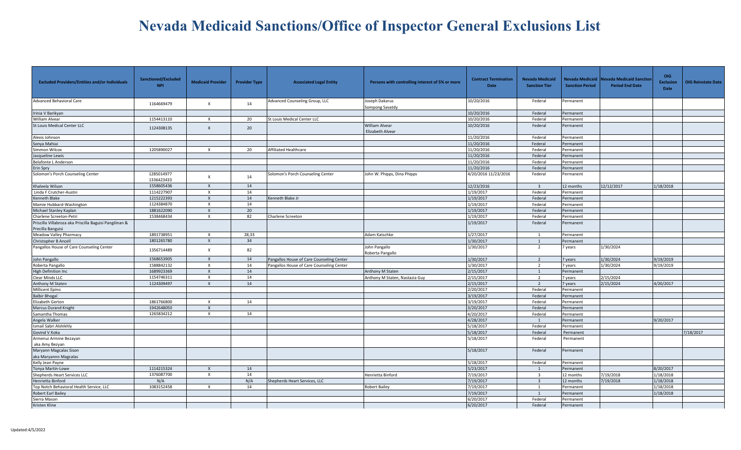# Nevada Medicaid Sanctions/Office of Inspector General Exclusions List

| Excluded Providers/Entities and/or Individuals | Sanctioned/Excluded NPI | Medicaid Provider | Provider Type | Associated Legal Entity | Persons with controlling interest of 5% or more | Contract Termination Date | Nevada Medicaid Sanction Tier | Nevada Medicaid Sanction Period | Nevada Medicaid Sanction Period End Date | OIG Exclusion Date | OIG Reinstate Date |
|---|---|---|---|---|---|---|---|---|---|---|---|
| Advanced Behavioral Care | 1164669479 | X | 14 | Advanced Counseling Group, LLC | Joseph Dakarus<br>Sompong Savatdy | 10/20/2016 | Federal | Permanent | | | |
| Irinia V Barikyan | | | | | | 10/20/2016 | Federal | Permanent | | | |
| William Alvear | 1154413110 | X | 20 | St Louis Medical Center LLC | | 10/20/2016 | Federal | Permanent | | | |
| St Louis Medical Center LLC | 1124308135 | X | 20 | | William Alvear<br>Elizabeth Alvear | 10/20/2016 | Federal | Permanent | | | |
| Alexis Johnson | | | | | | 11/20/2016 | Federal | Permanent | | | |
| Sonya Mahiai | | | | | | 11/20/2016 | Federal | Permanent | | | |
| Simmon Wilcox | 1205890027 | X | 20 | Affiliated Healthcare | | 11/20/2016 | Federal | Permanent | | | |
| Jacqueline Lewis | | | | | | 11/20/2016 | Federal | Permanent | | | |
| Belafonte L Anderson | | | | | | 11/20/2016 | Federal | Permanent | | | |
| Erin Spry | | | | | | 11/20/2016 | Federal | Permanent | | | |
| Solomon's Porch Counseling Center | 1285014977<br>1336423433 | X | 14 | Solomon's Porch Counseling Center | John W. Phipps, Dina Phipps | 4/20/2016 11/23/2016 | Federal | Permanent | | | |
| Khaleela Wilson | 1558605436 | X | 14 | | | 12/23/2016 | 3 | 12 months | 12/12/2017 | 1/18/2018 | |
| Linda F Crutcher-Austin | 1114227907 | X | 14 | | | 1/19/2017 | Federal | Permanent | | | |
| Kenneth Blake | 1215222393 | X | 14 | Kenneth Blake Jr | | 1/19/2017 | Federal | Permanent | | | |
| Mamie Hubbard-Washington | 1124384870 | X | 14 | | | 1/19/2017 | Federal | Permanent | | | |
| Michael Stanley Kaplan | 1881622090 | X | 20 | | | 1/19/2017 | Federal | Permanent | | | |
| Charlene Screeton-Petri | 1538468434 | X | 82 | Charlene Screeton | | 1/19/2017 | Federal | Permanent | | | |
| Priscilla Villabroza aka Priscilla Baguisi Pangilinan & Precilla Banguisi | | | | | | 1/19/2017 | Federal | Permanent | | | |
| Meadow Valley Pharmacy | 1891738951 | X | 28,33 | | Adam Katschke | 1/27/2017 | 1 | Permanent | | | |
| Christopher B Ancell | 1801265780 | X | 34 | | | 1/30/2017 | 1 | Permanent | | | |
| Pangallos House of Care Counseling Center | 1356714489 | X | 82 | | John Pangallo<br>Roberta Pangallo | 1/30/2017 | 2 | 7 years | 1/30/2024 | | |
| John Pangallo | 1568653905 | X | 14 | Pangallos House of Care Counseling Center | | 1/30/2017 | 2 | 7 years | 1/30/2024 | 9/19/2019 | |
| Roberta Pangallo | 1588842132 | X | 14 | Pangallos House of Care Counseling Center | | 1/30/2017 | 2 | 7 years | 1/30/2024 | 9/19/2019 | |
| High Definition Inc | 1689923369 | X | 14 | | Anthony M Staten | 2/15/2017 | 1 | Permanent | | | |
| Clear Minds LLC | 1154746311 | X | 14 | | Anthony M Staten, Nastazia Guy | 2/15/2017 | 2 | 7 years | 2/15/2024 | | |
| Anthony M Staten | 1124309497 | X | 14 | | | 2/15/2017 | 2 | 7 years | 2/15/2024 | 4/20/2017 | |
| Millicent Epino | | | | | | 2/20/2017 | Federal | Permanent | | | |
| Balbir Bhogal | | | | | | 3/19/2017 | Federal | Permanent | | | |
| Elizabeth Gerton | 1861766800 | X | 14 | | | 3/19/2017 | Federal | Permanent | | | |
| Marcus Durand Knight | 1942648050 | X | | | | 3/20/2017 | Federal | Permanent | | | |
| Samantha Thomas | 1265834212 | X | 14 | | | 4/20/2017 | Federal | Permanent | | | |
| Angela Walker | | | | | | 4/28/2017 | 1 | Permanent | | 9/20/2017 | |
| Ismail Sabri Alshikhly | | | | | | 5/18/2017 | Federal | Permanent | | | |
| Govind V Koka | | | | | | 5/18/2017 | Federal | Permanent | | | 7/18/2017 |
| Armenui Armine Bezayan<br>aka Amy Bezyan | | | | | | 5/18/2017 | Federal | Permanent | | | |
| Maryann Magcalas Sison<br>aka Maryannn Magcalas | | | | | | 5/18/2017 | Federal | Permanent | | | |
| Kelly Jean Payne | | | | | | 5/18/2017 | Federal | Permanent | | | |
| Tonya Martin-Lowe | 1114215324 | X | 14 | | | 5/23/2017 | 1 | Permanent | | 8/20/2017 | |
| Shepherds Heart Services LLC | 1376087700 | X | 14 | | Henrietta Binford | 7/19/2017 | 3 | 12 months | 7/19/2018 | 1/18/2018 | |
| Henrietta Binford | N/A | | N/A | Shepherds Heart Services, LLC | | 7/19/2017 | 3 | 12 months | 7/19/2018 | 1/18/2018 | |
| Top Notch Behavioral Health Service, LLC | 1083152458 | X | 14 | | Robert Bailey | 7/19/2017 | 1 | Permanent | | 1/18/2018 | |
| Robert Earl Bailey | | | | | | 7/19/2017 | 1 | Permanent | | 1/18/2018 | |
| Sierra Mason | | | | | | 6/20/2017 | Federal | Permanent | | | |
| Kristen Kline | | | | | | 6/20/2017 | Federal | Permanent | | | |

Updated:4/5/2022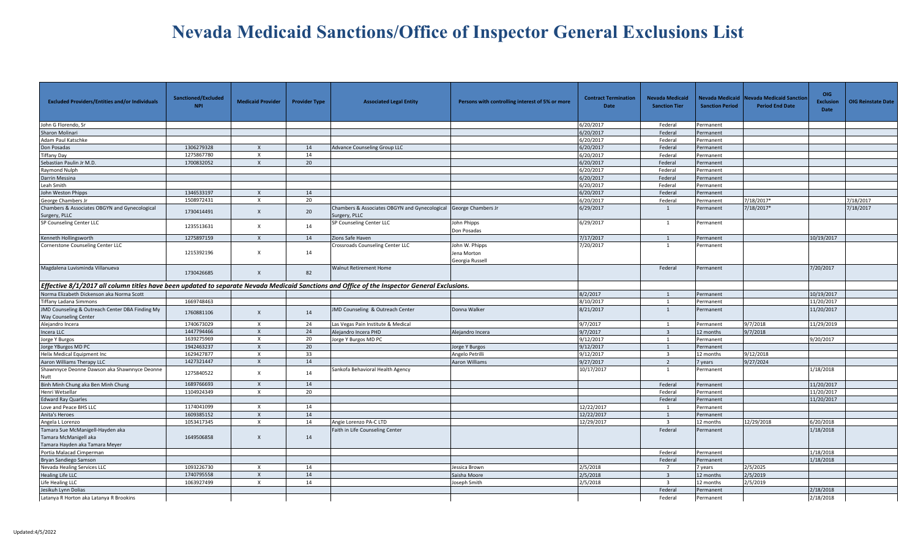# Nevada Medicaid Sanctions/Office of Inspector General Exclusions List

| Excluded Providers/Entities and/or Individuals | Sanctioned/Excluded NPI | Medicaid Provider | Provider Type | Associated Legal Entity | Persons with controlling interest of 5% or more | Contract Termination Date | Nevada Medicaid Sanction Tier | Nevada Medicaid Sanction Period | Nevada Medicaid Sanction Period End Date | OIG Exclusion Date | OIG Reinstate Date |
|---|---|---|---|---|---|---|---|---|---|---|---|
| John G Florendo, Sr | | | | | | 6/20/2017 | Federal | Permanent | | | |
| Sharon Molinari | | | | | | 6/20/2017 | Federal | Permanent | | | |
| Adam Paul Katschke | | | | | | 6/20/2017 | Federal | Permanent | | | |
| Don Posadas | 1306279328 | X | 14 | Advance Counseling Group LLC | | 6/20/2017 | Federal | Permanent | | | |
| Tiffany Day | 1275867780 | X | 14 | | | 6/20/2017 | Federal | Permanent | | | |
| Sebastian Paulin Jr M.D. | 1700832052 | X | 20 | | | 6/20/2017 | Federal | Permanent | | | |
| Raymond Nulph | | | | | | 6/20/2017 | Federal | Permanent | | | |
| Darrin Messina | | | | | | 6/20/2017 | Federal | Permanent | | | |
| Leah Smith | | | | | | 6/20/2017 | Federal | Permanent | | | |
| John Weston Phipps | 1346533197 | X | 14 | | | 6/20/2017 | Federal | Permanent | | | |
| George Chambers Jr | 1508972431 | X | 20 | | | 6/20/2017 | Federal | Permanent | 7/18/2017* | | 7/18/2017 |
| Chambers & Associates OBGYN and Gynecological Surgery, PLLC | 1730414491 | X | 20 | Chambers & Associates OBGYN and Gynecological Surgery, PLLC | George Chambers Jr | 6/29/2017 | 1 | Permanent | 7/18/2017* | | 7/18/2017 |
| SP Counseling Center LLC | 1235513631 | X | 14 | SP Counseling Center LLC | John Phipps<br>Don Posadas | 6/29/2017 | 1 | Permanent | | | |
| Kenneth Hollingsworth | 1275897159 | X | 14 | Zions Safe Haven | | 7/17/2017 | 1 | Permanent | | 10/19/2017 | |
| Cornerstone Counseling Center LLC | 1215392196 | X | 14 | Crossroads Counseling Center LLC | John W. Phipps<br>Jena Morton<br>Georgia Russell | 7/20/2017 | 1 | Permanent | | | |
| Magdalena Luvisminda Villanueva | 1730426685 | X | 82 | Walnut Retirement Home | | | Federal | Permanent | | 7/20/2017 | |
| *Effective 8/1/2017 all column titles have been updated to separate Nevada Medicaid Sanctions and Office of the Inspector General Exclusions.* | | | | | | | | | | | |
| Norma Elizabeth Dickenson aka Norma Scott | | | | | | 8/2/2017 | 1 | Permanent | | 10/19/2017 | |
| Tiffany Ladana Simmons | 1669748463 | | | | | 8/10/2017 | 1 | Permanent | | 11/20/2017 | |
| JMD Counseling & Outreach Center DBA Finding My Way Counseling Center | 1760881106 | X | 14 | JMD Counseling & Outreach Center | Donna Walker | 8/21/2017 | 1 | Permanent | | 11/20/2017 | |
| Alejandro Incera | 1740673029 | X | 24 | Las Vegas Pain Institute & Medical | | 9/7/2017 | 1 | Permanent | 9/7/2018 | 11/29/2019 | |
| Incera LLC | 1447794466 | X | 24 | Alejandro Incera PHD | Alejandro Incera | 9/7/2017 | 3 | 12 months | 9/7/2018 | | |
| Jorge Y Burgos | 1639275969 | X | 20 | Jorge Y Burgos MD PC | | 9/12/2017 | 1 | Permanent | | 9/20/2017 | |
| Jorge YBurgos MD PC | 1942463237 | X | 20 | | Jorge Y Burgos | 9/12/2017 | 1 | Permanent | | | |
| Helix Medical Equipment Inc | 1629427877 | X | 33 | | Angelo Petrilli | 9/12/2017 | 3 | 12 months | 9/12/2018 | | |
| Aaron Williams Therapy LLC | 1427321447 | X | 14 | | Aaron Williams | 9/27/2017 | 2 | 7 years | 9/27/2024 | | |
| Shawnnyce Deonne Dawson aka Shawnnyce Deonne Nutt | 1275840522 | X | 14 | Sankofa Behavioral Health Agency | | 10/17/2017 | 1 | Permanent | | 1/18/2018 | |
| Binh Minh Chung aka Ben Minh Chung | 1689766693 | X | 14 | | | | Federal | Permanent | | 11/20/2017 | |
| Henri Wetsellar | 1104924349 | X | 20 | | | | Federal | Permanent | | 11/20/2017 | |
| Edward Ray Quarles | | | | | | | Federal | Permanent | | 11/20/2017 | |
| Love and Peace BHS LLC | 1174041099 | X | 14 | | | 12/22/2017 | 1 | Permanent | | | |
| Anita's Heroes | 1609385152 | X | 14 | | | 12/22/2017 | 1 | Permanent | | | |
| Angela L Lorenzo | 1053417345 | X | 14 | Angie Lorenzo PA-C LTD | | 12/29/2017 | 3 | 12 months | 12/29/2018 | 6/20/2018 | |
| Tamara Sue McManigell-Hayden aka<br>Tamara McManigell aka<br>Tamara Hayden aka Tamara Meyer | 1649506858 | X | 14 | Faith in Life Counseling Center | | | Federal | Permanent | | 1/18/2018 | |
| Portia Malacad Cimperman | | | | | | | Federal | Permanent | | 1/18/2018 | |
| Bryan Sandiego Samson | | | | | | | Federal | Permanent | | 1/18/2018 | |
| Nevada Healing Services LLC | 1093226730 | X | 14 | | Jessica Brown | 2/5/2018 | 7 | 7 years | 2/5/2025 | | |
| Healing Life LLC | 1740795558 | X | 14 | | Saisha Moore | 2/5/2018 | 3 | 12 months | 2/5/2019 | | |
| Life Healing LLC | 1063927499 | X | 14 | | Joseph Smith | 2/5/2018 | 3 | 12 months | 2/5/2019 | | |
| Jesikuh Lynn Dolias | | | | | | | Federal | Permanent | | 2/18/2018 | |
| Latanya R Horton aka Latanya R Brookins | | | | | | | Federal | Permanent | | 2/18/2018 | |

Updated:4/5/2022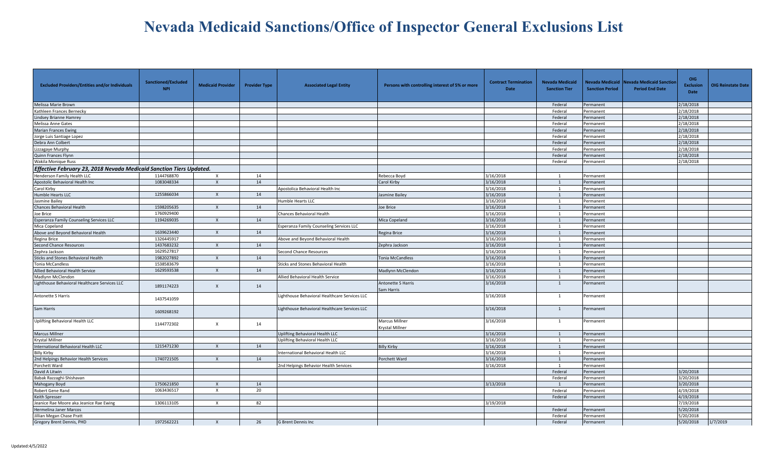# Nevada Medicaid Sanctions/Office of Inspector General Exclusions List

| Excluded Providers/Entities and/or Individuals | Sanctioned/Excluded NPI | Medicaid Provider | Provider Type | Associated Legal Entity | Persons with controlling interest of 5% or more | Contract Termination Date | Nevada Medicaid Sanction Tier | Nevada Medicaid Sanction Period | Nevada Medicaid Sanction Period End Date | OIG Exclusion Date | OIG Reinstate Date |
|---|---|---|---|---|---|---|---|---|---|---|---|
| Melissa Marie Brown | | | | | | | Federal | Permanent | | 2/18/2018 | |
| Kathleen Frances Bernecky | | | | | | | Federal | Permanent | | 2/18/2018 | |
| Lindsey Brianne Hamrey | | | | | | | Federal | Permanent | | 2/18/2018 | |
| Melissa Anne Gates | | | | | | | Federal | Permanent | | 2/18/2018 | |
| Marian Frances Ewing | | | | | | | Federal | Permanent | | 2/18/2018 | |
| Jorge Luis Santiage Lopez | | | | | | | Federal | Permanent | | 2/18/2018 | |
| Debra Ann Colbert | | | | | | | Federal | Permanent | | 2/18/2018 | |
| Lizzagaye Murphy | | | | | | | Federal | Permanent | | 2/18/2018 | |
| Quinn Frances Flynn | | | | | | | Federal | Permanent | | 2/18/2018 | |
| Wakila Monique Russ | | | | | | | Federal | Permanent | | 2/18/2018 | |
| ***Effective February 23, 2018 Nevada Medicaid Sanction Tiers Updated.*** | | | | | | | | | | | |
| Henderson Family Health LLC | 1144768870 | X | 14 | | Rebecca Boyd | 3/16/2018 | 1 | Permanent | | | |
| Apostolic Behavioral Health Inc | 1083048334 | X | 14 | | Carol Kirby | 3/16/2018 | 1 | Permanent | | | |
| Carol Kirby | | | | Apostolica Behavioral Health Inc | | 3/16/2018 | 1 | Permanent | | | |
| Humble Hearts LLC | 1255866034 | X | 14 | | Jasmine Bailey | 3/16/2018 | 1 | Permanent | | | |
| Jasmine Bailey | | | | Humble Hearts LLC | | 3/16/2018 | 1 | Permanent | | | |
| Chances Behavioral Health | 1598205635 | X | 14 | | Joe Brice | 3/16/2018 | 1 | Permanent | | | |
| Joe Brice | 1760929400 | | | Chances Behavioral Health | | 3/16/2018 | 1 | Permanent | | | |
| Esperanza Family Counseling Services LLC | 1194269035 | X | 14 | | Mica Copeland | 3/16/2018 | 1 | Permanent | | | |
| Mica Copeland | | | | Esperanza Family Counseling Services LLC | | 3/16/2018 | 1 | Permanent | | | |
| Above and Beyond Behavioral Health | 1639623440 | X | 14 | | Regina Brice | 3/16/2018 | 1 | Permanent | | | |
| Regina Brice | 1326445917 | | | Above and Beyond Behavioral Health | | 3/16/2018 | 1 | Permanent | | | |
| Second Chance Resources | 1437683232 | X | 14 | | Zephra Jackson | 3/16/2018 | 1 | Permanent | | | |
| Zephra Jackson | 1629527817 | | | Second Chance Resources | | 3/16/2018 | 1 | Permanent | | | |
| Sticks and Stones Behavioral Health | 1982027892 | X | 14 | | Tonia McCandless | 3/16/2018 | 1 | Permanent | | | |
| Tonia McCandless | 1538583679 | | | Sticks and Stones Behavioral Health | | 3/16/2018 | 1 | Permanent | | | |
| Allied Behavioral Health Service | 1629593538 | X | 14 | | Madlynn McClendon | 3/16/2018 | 1 | Permanent | | | |
| Madlynn McClendon | | | | Allied Behavioral Health Service | | 3/16/2018 | 1 | Permanent | | | |
| Lighthouse Behavioral Healthcare Services LLC | 1891174223 | X | 14 | | Antonette S Harris<br>Sam Harris | 3/16/2018 | 1 | Permanent | | | |
| Antonette S Harris | 1437541059 | | | Lighthouse Behavioral Healthcare Services LLC | | 3/16/2018 | 1 | Permanent | | | |
| Sam Harris | 1609268192 | | | Lighthouse Behavioral Healthcare Services LLC | | 3/16/2018 | 1 | Permanent | | | |
| Uplifting Behavioral Health LLC | 1144772302 | X | 14 | | Marcus Millner<br>Krystal Millner | 3/16/2018 | 1 | Permanent | | | |
| Marcus Millner | | | | Uplifting Behavioral Health LLC | | 3/16/2018 | 1 | Permanent | | | |
| Krystal Millner | | | | Uplifting Behavioral Health LLC | | 3/16/2018 | 1 | Permanent | | | |
| International Behavioral Health LLC | 1215471230 | X | 14 | | Billy Kirby | 3/16/2018 | 1 | Permanent | | | |
| Billy Kirby | | | | International Behavioral Health LLC | | 3/16/2018 | 1 | Permanent | | | |
| 2nd Helpings Behavior Health Services | 1740721505 | X | 14 | | Porchett Ward | 3/16/2018 | 1 | Permanent | | | |
| Porchett Ward | | | | 2nd Helpings Behavior Health Services | | 3/16/2018 | 1 | Permanent | | | |
| David A Litwin | | | | | | | Federal | Permanent | | 3/20/2018 | |
| Babak Razzaghi-Shishavan | | | | | | | Federal | Permanent | | 3/20/2018 | |
| Mahogany Boyd | 1750621850 | X | 14 | | | 3/13/2018 | 1 | Permanent | | 3/20/2018 | |
| Robert Gene Rand | 1063436517 | X | 20 | | | | Federal | Permanent | | 4/19/2018 | |
| Keith Spresser | | | | | | | Federal | Permanent | | 4/19/2018 | |
| Jeanice Rae Moore aka Jeanice Rae Ewing | 1306113105 | X | 82 | | | 3/19/2018 | | | | 7/19/2018 | |
| Hermelina Janer Marcos | | | | | | | Federal | Permanent | | 5/20/2018 | |
| Jillian Megan Chase Pratt | | | | | | | Federal | Permanent | | 5/20/2018 | |
| Gregory Brent Dennis, PHD | 1972562221 | X | 26 | G Brent Dennis Inc | | | Federal | Permanent | | 5/20/2018 | 1/7/2019 |

Updated:4/5/2022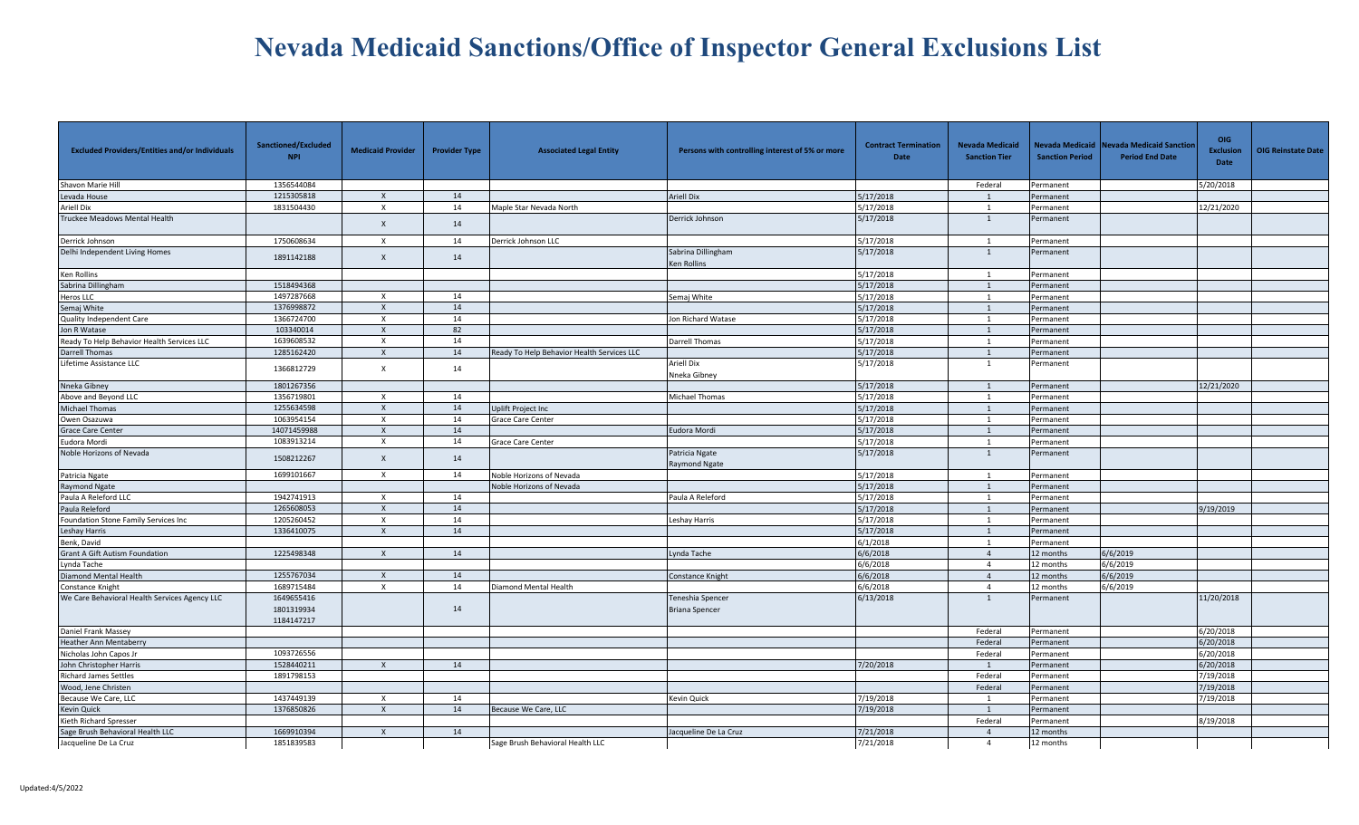# Nevada Medicaid Sanctions/Office of Inspector General Exclusions List

| Excluded Providers/Entities and/or Individuals | Sanctioned/Excluded NPI | Medicaid Provider | Provider Type | Associated Legal Entity | Persons with controlling interest of 5% or more | Contract Termination Date | Nevada Medicaid Sanction Tier | Nevada Medicaid Sanction Period | Nevada Medicaid Sanction Period End Date | OIG Exclusion Date | OIG Reinstate Date |
|---|---|---|---|---|---|---|---|---|---|---|---|
| Shavon Marie Hill | 1356544084 | | | | | | Federal | Permanent | | 5/20/2018 | |
| Levada House | 1215305818 | X | 14 | | Ariell Dix | 5/17/2018 | 1 | Permanent | | | |
| Ariell Dix | 1831504430 | X | 14 | Maple Star Nevada North | | 5/17/2018 | 1 | Permanent | | 12/21/2020 | |
| Truckee Meadows Mental Health | | X | 14 | | Derrick Johnson | 5/17/2018 | 1 | Permanent | | | |
| Derrick Johnson | 1750608634 | X | 14 | Derrick Johnson LLC | | 5/17/2018 | 1 | Permanent | | | |
| Delhi Independent Living Homes | 1891142188 | X | 14 | | Sabrina Dillingham<br>Ken Rollins | 5/17/2018 | 1 | Permanent | | | |
| Ken Rollins | | | | | | 5/17/2018 | 1 | Permanent | | | |
| Sabrina Dillingham | 1518494368 | | | | | 5/17/2018 | 1 | Permanent | | | |
| Heros LLC | 1497287668 | X | 14 | | Semaj White | 5/17/2018 | 1 | Permanent | | | |
| Semaj White | 1376998872 | X | 14 | | | 5/17/2018 | 1 | Permanent | | | |
| Quality Independent Care | 1366724700 | X | 14 | | Jon Richard Watase | 5/17/2018 | 1 | Permanent | | | |
| Jon R Watase | 103340014 | X | 82 | | | 5/17/2018 | 1 | Permanent | | | |
| Ready To Help Behavior Health Services LLC | 1639608532 | X | 14 | | Darrell Thomas | 5/17/2018 | 1 | Permanent | | | |
| Darrell Thomas | 1285162420 | X | 14 | Ready To Help Behavior Health Services LLC | | 5/17/2018 | 1 | Permanent | | | |
| Lifetime Assistance LLC | 1366812729 | X | 14 | | Ariell Dix<br>Nneka Gibney | 5/17/2018 | 1 | Permanent | | | |
| Nneka Gibney | 1801267356 | | | | | 5/17/2018 | 1 | Permanent | | 12/21/2020 | |
| Above and Beyond LLC | 1356719801 | X | 14 | | Michael Thomas | 5/17/2018 | 1 | Permanent | | | |
| Michael Thomas | 1255634598 | X | 14 | Uplift Project Inc | | 5/17/2018 | 1 | Permanent | | | |
| Owen Osazuwa | 1063954154 | X | 14 | Grace Care Center | | 5/17/2018 | 1 | Permanent | | | |
| Grace Care Center | 14071459988 | X | 14 | | Eudora Mordi | 5/17/2018 | 1 | Permanent | | | |
| Eudora Mordi | 1083913214 | X | 14 | Grace Care Center | | 5/17/2018 | 1 | Permanent | | | |
| Noble Horizons of Nevada | 1508212267 | X | 14 | | Patricia Ngate<br>Raymond Ngate | 5/17/2018 | 1 | Permanent | | | |
| Patricia Ngate | 1699101667 | X | 14 | Noble Horizons of Nevada | | 5/17/2018 | 1 | Permanent | | | |
| Raymond Ngate | | | | Noble Horizons of Nevada | | 5/17/2018 | 1 | Permanent | | | |
| Paula A Releford LLC | 1942741913 | X | 14 | | Paula A Releford | 5/17/2018 | 1 | Permanent | | | |
| Paula Releford | 1265608053 | X | 14 | | | 5/17/2018 | 1 | Permanent | | 9/19/2019 | |
| Foundation Stone Family Services Inc | 1205260452 | X | 14 | | Leshay Harris | 5/17/2018 | 1 | Permanent | | | |
| Leshay Harris | 1336410075 | X | 14 | | | 5/17/2018 | 1 | Permanent | | | |
| Benk, David | | | | | | 6/1/2018 | 1 | Permanent | | | |
| Grant A Gift Autism Foundation | 1225498348 | X | 14 | | Lynda Tache | 6/6/2018 | 4 | 12 months | 6/6/2019 | | |
| Lynda Tache | | | | | | 6/6/2018 | 4 | 12 months | 6/6/2019 | | |
| Diamond Mental Health | 1255767034 | X | 14 | | Constance Knight | 6/6/2018 | 4 | 12 months | 6/6/2019 | | |
| Constance Knight | 1689715484 | X | 14 | Diamond Mental Health | | 6/6/2018 | 4 | 12 months | 6/6/2019 | | |
| We Care Behavioral Health Services Agency LLC | 1649655416<br>1801319934<br>1184147217 | | 14 | | Teneshia Spencer<br>Briana Spencer | 6/13/2018 | 1 | Permanent | | 11/20/2018 | |
| Daniel Frank Massey | | | | | | | Federal | Permanent | | 6/20/2018 | |
| Heather Ann Mentaberry | | | | | | | Federal | Permanent | | 6/20/2018 | |
| Nicholas John Capos Jr | 1093726556 | | | | | | Federal | Permanent | | 6/20/2018 | |
| John Christopher Harris | 1528440211 | X | 14 | | | 7/20/2018 | 1 | Permanent | | 6/20/2018 | |
| Richard James Settles | 1891798153 | | | | | | Federal | Permanent | | 7/19/2018 | |
| Wood, Jene Christen | | | | | | | Federal | Permanent | | 7/19/2018 | |
| Because We Care, LLC | 1437449139 | X | 14 | | Kevin Quick | 7/19/2018 | 1 | Permanent | | 7/19/2018 | |
| Kevin Quick | 1376850826 | X | 14 | Because We Care, LLC | | 7/19/2018 | 1 | Permanent | | | |
| Kieth Richard Spresser | | | | | | | Federal | Permanent | | 8/19/2018 | |
| Sage Brush Behavioral Health LLC | 1669910394 | X | 14 | | Jacqueline De La Cruz | 7/21/2018 | 4 | 12 months | | | |
| Jacqueline De La Cruz | 1851839583 | | | Sage Brush Behavioral Health LLC | | 7/21/2018 | 4 | 12 months | | | |

Updated:4/5/2022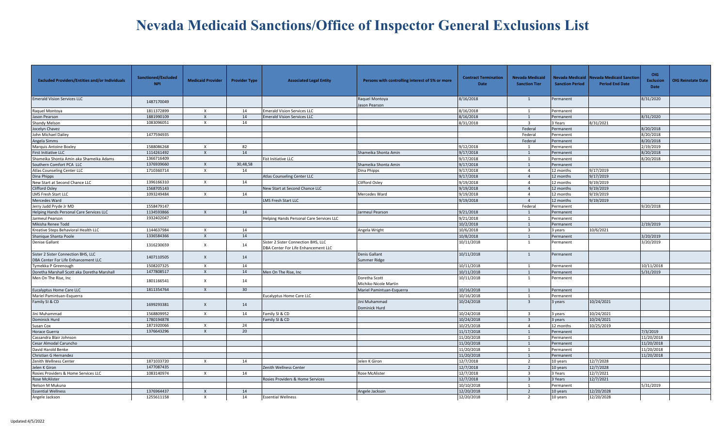# Nevada Medicaid Sanctions/Office of Inspector General Exclusions List

| Excluded Providers/Entities and/or Individuals | Sanctioned/Excluded NPI | Medicaid Provider | Provider Type | Associated Legal Entity | Persons with controlling interest of 5% or more | Contract Termination Date | Nevada Medicaid Sanction Tier | Nevada Medicaid Sanction Period | Nevada Medicaid Sanction Period End Date | OIG Exclusion Date | OIG Reinstate Date |
|---|---|---|---|---|---|---|---|---|---|---|---|
| Emerald Vision Services LLC | 1487170049 | | | | Raquel Montoya<br>Jason Pearson | 8/16/2018 | 1 | Permanent | | 8/31/2020 | |
| Raquel Montoya | 1811372899 | X | 14 | Emerald Vision Services LLC | | 8/16/2018 | 1 | Permanent | | | |
| Jason Pearson | 1881990109 | X | 14 | Emerald Vision Services LLC | | 8/16/2018 | 1 | Permanent | | 8/31/2020 | |
| Shandy Melson | 1083096051 | X | 14 | | | 8/31/2018 | 3 | 3 Years | 8/31/2021 | | |
| Jocelyn Chavez | | | | | | | Federal | Permanent | | 8/20/2018 | |
| John Michael Dailey | 1477594935 | | | | | | Federal | Permanent | | 8/20/2018 | |
| Angela Simms | | | | | | | Federal | Permanent | | 8/20/2018 | |
| Marquis Antoine Boxley | 1588086268 | X | 82 | | | 9/12/2018 | 1 | Permanent | | 2/19/2019 | |
| First Initiative LLC | 1114261492 | X | 14 | | Shameika Shonta Amin | 9/17/2018 | 1 | Permanent | | 8/20/2018 | |
| Shameika Shonta Amin aka Shameika Adams | 1366716409 | | | Fist Initiative LLC | | 9/17/2018 | 1 | Permanent | | 8/20/2018 | |
| Southern Comfort PCA LLC | 1376939660 | X | 30,48,58 | | Shameika Shonta Amin | 9/17/2018 | 1 | Permanent | | | |
| Atlas Counseling Center LLC | 1710360714 | X | 14 | | Dina Phipps | 9/17/2018 | 4 | 12 months | 9/17/2019 | | |
| Dina Phipps | | | | Atlas Counseling Center LLC | | 9/17/2018 | 4 | 12 months | 9/17/2019 | | |
| New Start at Second Chance LLC | 1396166310 | X | 14 | | Clifford Osley | 9/19/2018 | 4 | 12 months | 9/19/2019 | | |
| Clifford Osley | 1568705143 | | | New Start at Second Chance LLC | | 9/19/2018 | 4 | 12 months | 9/19/2019 | | |
| LMS Fresh Start LLC | 1093249484 | X | 14 | | Mercedes Ward | 9/19/2018 | 4 | 12 months | 9/19/2019 | | |
| Mercedes Ward | | | | LMS Fresh Start LLC | | 9/19/2018 | 4 | 12 months | 9/19/2019 | | |
| Jerry Judd Pryde Jr MD | 1558479147 | | | | | | Federal | Permanent | | 9/20/2018 | |
| Helping Hands Personal Care Services LLC | 1134593866 | X | 14 | | Jarmeul Pearson | 9/21/2018 | 1 | Permanent | | | |
| Jarmeul Pearson | 1932402047 | | | Helping Hands Personal Care Services LLC | | 9/21/2018 | 1 | Permanent | | | |
| Mikisha Renee Todd | | | | | | 10/2/2018 | 1 | Permanent | | 2/19/2019 | |
| Kreative Steps Behavioral Health LLC | 1144637984 | X | 14 | | Angela Wright | 10/6/2018 | 3 | 3 years | 10/6/2021 | | |
| Shanique Shanta Poole | 1336584366 | X | 14 | | | 10/8/2018 | 1 | Permanent | | 3/20/2019 | |
| Denise Gallant | 1316230659 | X | 14 | Sister 2 Sister Connection BHS, LLC<br>DBA Center For Life Enhancement LLC | | 10/11/2018 | 1 | Permanent | | 3/20/2019 | |
| Sister 2 Sister Connection BHS, LLC<br>DBA Center For Life Enhancement LLC | 1407110505 | X | 14 | | Denis Gallant<br>Summer Ridge | 10/11/2018 | 1 | Permanent | | | |
| Tymekka P Greenough | 1508207325 | X | 14 | | | 10/11/2018 | 1 | Permanent | | 10/11/2018 | |
| Doretha Marshall Scott aka Doretha Marshall | 1477808517 | X | 14 | Men On The Rise, Inc | | 10/11/2018 | 1 | Permanent | | 5/31/2019 | |
| Men On The Rise, Inc | 1801166541 | X | 14 | | Doretha Scott<br>Michiko Nicole Martin | 10/11/2018 | 1 | Permanent | | | |
| Eucalyptus Home Care LLC | 1811354764 | X | 30 | | Mariel Pamintuan-Esquerra | 10/16/2018 | 1 | Permanent | | | |
| Mariel Pamintuan-Esquerra | | | | Eucalyptus Home Care LLC | | 10/16/2018 | 1 | Permanent | | | |
| Family SI & CD | 1699293381 | X | 14 | | Jini Muhammad<br>Dominick Hurd | 10/24/2018 | 3 | 3 years | 10/24/2021 | | |
| Jini Muhammad | 1568809952 | X | 14 | Family SI & CD | | 10/24/2018 | 3 | 3 years | 10/24/2021 | | |
| Dominick Hurd | 1780194878 | | | Family SI & CD | | 10/24/2018 | 3 | 3 years | 10/24/2021 | | |
| Susan Cox | 1871920066 | X | 24 | | | 10/25/2018 | 4 | 12 months | 10/25/2019 | | |
| Horace Guerra | 1376643296 | X | 20 | | | 11/17/2018 | 1 | Permanent | | 7/3/2019 | |
| Cassandra Blair Johnson | | | | | | 11/20/2018 | 1 | Permanent | | 11/20/2018 | |
| Cesar Almodal Caruncho | | | | | | 11/20/2018 | 1 | Permanent | | 11/20/2018 | |
| David Harold Benke | | | | | | 11/20/2018 | 1 | Permanent | | 11/20/2018 | |
| Christian G Hernandez | | | | | | 11/20/2018 | 1 | Permanent | | 11/20/2018 | |
| Zenith Wellness Center | 1871033720 | X | 14 | | Jelen K Giron | 12/7/2018 | 2 | 10 years | 12/7/2028 | | |
| Jelen K Giron | 1477087435 | | | Zenith Wellness Center | | 12/7/2018 | 2 | 10 years | 12/7/2028 | | |
| Rosies Providers & Home Services LLC | 1083140974 | X | 14 | | Rose McAlister | 12/7/2018 | 3 | 3 Years | 12/7/2021 | | |
| Rose McAlister | | | | Rosies Providers & Home Services | | 12/7/2018 | 3 | 3 Years | 12/7/2021 | | |
| Nelson M Mukuna | | | | | | 10/10/2018 | 1 | Permanent | | 5/31/2019 | |
| Essential Wellness | 1376964437 | X | 14 | | Angele Jackson | 12/20/2018 | 2 | 10 years | 12/20/2028 | | |
| Angele Jackson | 1255611158 | X | 14 | Essential Wellness | | 12/20/2018 | 2 | 10 years | 12/20/2028 | | |

Updated:4/5/2022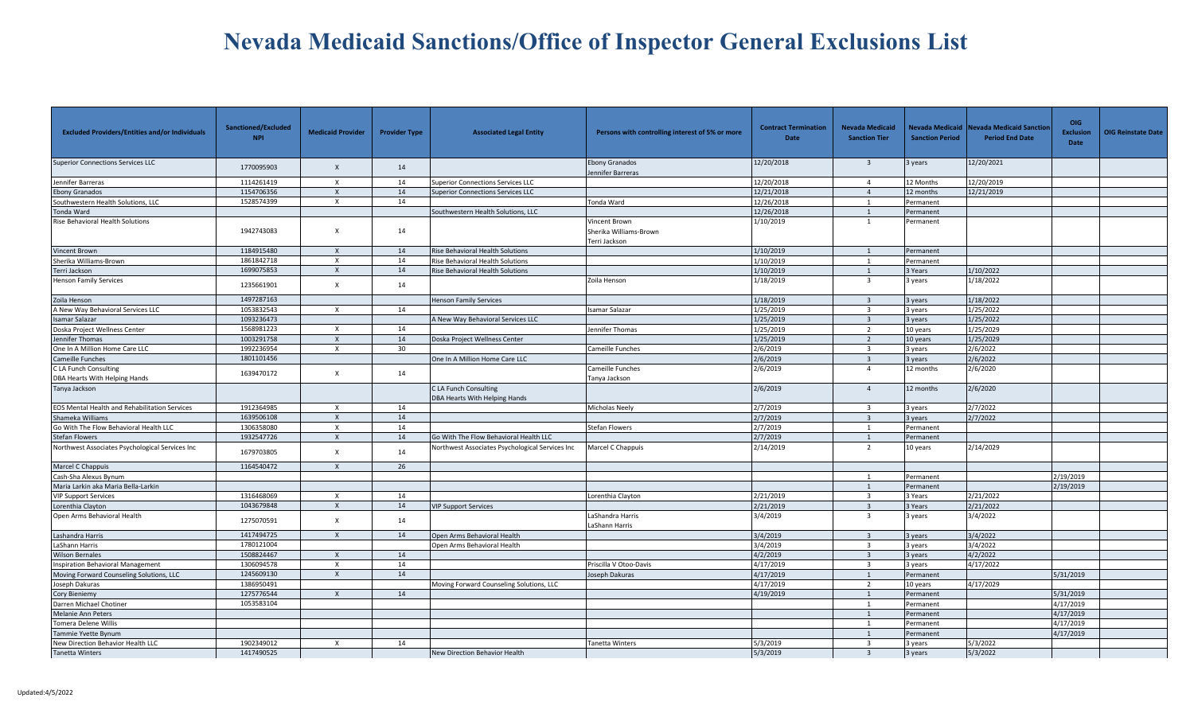# Nevada Medicaid Sanctions/Office of Inspector General Exclusions List

| Excluded Providers/Entities and/or Individuals | Sanctioned/Excluded NPI | Medicaid Provider | Provider Type | Associated Legal Entity | Persons with controlling interest of 5% or more | Contract Termination Date | Nevada Medicaid Sanction Tier | Nevada Medicaid Sanction Period | Nevada Medicaid Sanction Period End Date | OIG Exclusion Date | OIG Reinstate Date |
|---|---|---|---|---|---|---|---|---|---|---|---|
| Superior Connections Services LLC | 1770095903 | X | 14 | | Ebony Granados<br>Jennifer Barreras | 12/20/2018 | 3 | 3 years | 12/20/2021 | | |
| Jennifer Barreras | 1114261419 | X | 14 | Superior Connections Services LLC | | 12/20/2018 | 4 | 12 Months | 12/20/2019 | | |
| Ebony Granados | 1154706356 | X | 14 | Superior Connections Services LLC | | 12/21/2018 | 4 | 12 months | 12/21/2019 | | |
| Southwestern Health Solutions, LLC | 1528574399 | X | 14 | | Tonda Ward | 12/26/2018 | 1 | Permanent | | | |
| Tonda Ward | | | | Southwestern Health Solutions, LLC | | 12/26/2018 | 1 | Permanent | | | |
| Rise Behavioral Health Solutions | 1942743083 | X | 14 | | Vincent Brown<br>Sherika Williams-Brown<br>Terri Jackson | 1/10/2019 | 1 | Permanent | | | |
| Vincent Brown | 1184915480 | X | 14 | Rise Behavioral Health Solutions | | 1/10/2019 | 1 | Permanent | | | |
| Sherika Williams-Brown | 1861842718 | X | 14 | Rise Behavioral Health Solutions | | 1/10/2019 | 1 | Permanent | | | |
| Terri Jackson | 1699075853 | X | 14 | Rise Behavioral Health Solutions | | 1/10/2019 | 1 | 3 Years | 1/10/2022 | | |
| Henson Family Services | 1235661901 | X | 14 | | Zoila Henson | 1/18/2019 | 3 | 3 years | 1/18/2022 | | |
| Zoila Henson | 1497287163 | | | Henson Family Services | | 1/18/2019 | 3 | 3 years | 1/18/2022 | | |
| A New Way Behavioral Services LLC | 1053832543 | X | 14 | | Isamar Salazar | 1/25/2019 | 3 | 3 years | 1/25/2022 | | |
| Isamar Salazar | 1093236473 | | | A New Way Behavioral Services LLC | | 1/25/2019 | 3 | 3 years | 1/25/2022 | | |
| Doska Project Wellness Center | 1568981223 | X | 14 | | Jennifer Thomas | 1/25/2019 | 2 | 10 years | 1/25/2029 | | |
| Jennifer Thomas | 1003291758 | X | 14 | Doska Project Wellness Center | | 1/25/2019 | 2 | 10 years | 1/25/2029 | | |
| One In A Million Home Care LLC | 1992236954 | X | 30 | | Cameille Funches | 2/6/2019 | 3 | 3 years | 2/6/2022 | | |
| Cameille Funches | 1801101456 | | | One In A Million Home Care LLC | | 2/6/2019 | 3 | 3 years | 2/6/2022 | | |
| C LA Funch Consulting<br>DBA Hearts With Helping Hands | 1639470172 | X | 14 | | Cameille Funches<br>Tanya Jackson | 2/6/2019 | 4 | 12 months | 2/6/2020 | | |
| Tanya Jackson | | | | C LA Funch Consulting<br>DBA Hearts With Helping Hands | | 2/6/2019 | 4 | 12 months | 2/6/2020 | | |
| EOS Mental Health and Rehabilitation Services | 1912364985 | X | 14 | | Micholas Neely | 2/7/2019 | 3 | 3 years | 2/7/2022 | | |
| Shameka Williams | 1639506108 | X | 14 | | | 2/7/2019 | 3 | 3 years | 2/7/2022 | | |
| Go With The Flow Behavioral Health LLC | 1306358080 | X | 14 | | Stefan Flowers | 2/7/2019 | 1 | Permanent | | | |
| Stefan Flowers | 1932547726 | X | 14 | Go With The Flow Behavioral Health LLC | | 2/7/2019 | 1 | Permanent | | | |
| Northwest Associates Psychological Services Inc | 1679703805 | X | 14 | Northwest Associates Psychological Services Inc | Marcel C Chappuis | 2/14/2019 | 2 | 10 years | 2/14/2029 | | |
| Marcel C Chappuis | 1164540472 | X | 26 | | | | | | | | |
| Cash-Sha Alexus Bynum | | | | | | | 1 | Permanent | | 2/19/2019 | |
| Maria Larkin aka Maria Bella-Larkin | | | | | | | 1 | Permanent | | 2/19/2019 | |
| VIP Support Services | 1316468069 | X | 14 | | Lorenthia Clayton | 2/21/2019 | 3 | 3 Years | 2/21/2022 | | |
| Lorenthia Clayton | 1043679848 | X | 14 | VIP Support Services | | 2/21/2019 | 3 | 3 Years | 2/21/2022 | | |
| Open Arms Behavioral Health | 1275070591 | X | 14 | | LaShandra Harris<br>LaShann Harris | 3/4/2019 | 3 | 3 years | 3/4/2022 | | |
| Lashandra Harris | 1417494725 | X | 14 | Open Arms Behavioral Health | | 3/4/2019 | 3 | 3 years | 3/4/2022 | | |
| LaShann Harris | 1780121004 | | | Open Arms Behavioral Health | | 3/4/2019 | 3 | 3 years | 3/4/2022 | | |
| Wilson Bernales | 1508824467 | X | 14 | | | 4/2/2019 | 3 | 3 years | 4/2/2022 | | |
| Inspiration Behavioral Management | 1306094578 | X | 14 | | Priscilla V Otoo-Davis | 4/17/2019 | 3 | 3 years | 4/17/2022 | | |
| Moving Forward Counseling Solutions, LLC | 1245609130 | X | 14 | | Joseph Dakuras | 4/17/2019 | 1 | Permanent | | 5/31/2019 | |
| Joseph Dakuras | 1386950491 | | | Moving Forward Counseling Solutions, LLC | | 4/17/2019 | 2 | 10 years | 4/17/2029 | | |
| Cory Bieniemy | 1275776544 | X | 14 | | | 4/19/2019 | 1 | Permanent | | 5/31/2019 | |
| Darren Michael Chotiner | 1053583104 | | | | | | 1 | Permanent | | 4/17/2019 | |
| Melanie Ann Peters | | | | | | | 1 | Permanent | | 4/17/2019 | |
| Tomera Delene Willis | | | | | | | 1 | Permanent | | 4/17/2019 | |
| Tammie Yvette Bynum | | | | | | | 1 | Permanent | | 4/17/2019 | |
| New Direction Behavior Health LLC | 1902349012 | X | 14 | | Tanetta Winters | 5/3/2019 | 3 | 3 years | 5/3/2022 | | |
| Tanetta Winters | 1417490525 | | | New Direction Behavior Health | | 5/3/2019 | 3 | 3 years | 5/3/2022 | | |

Updated:4/5/2022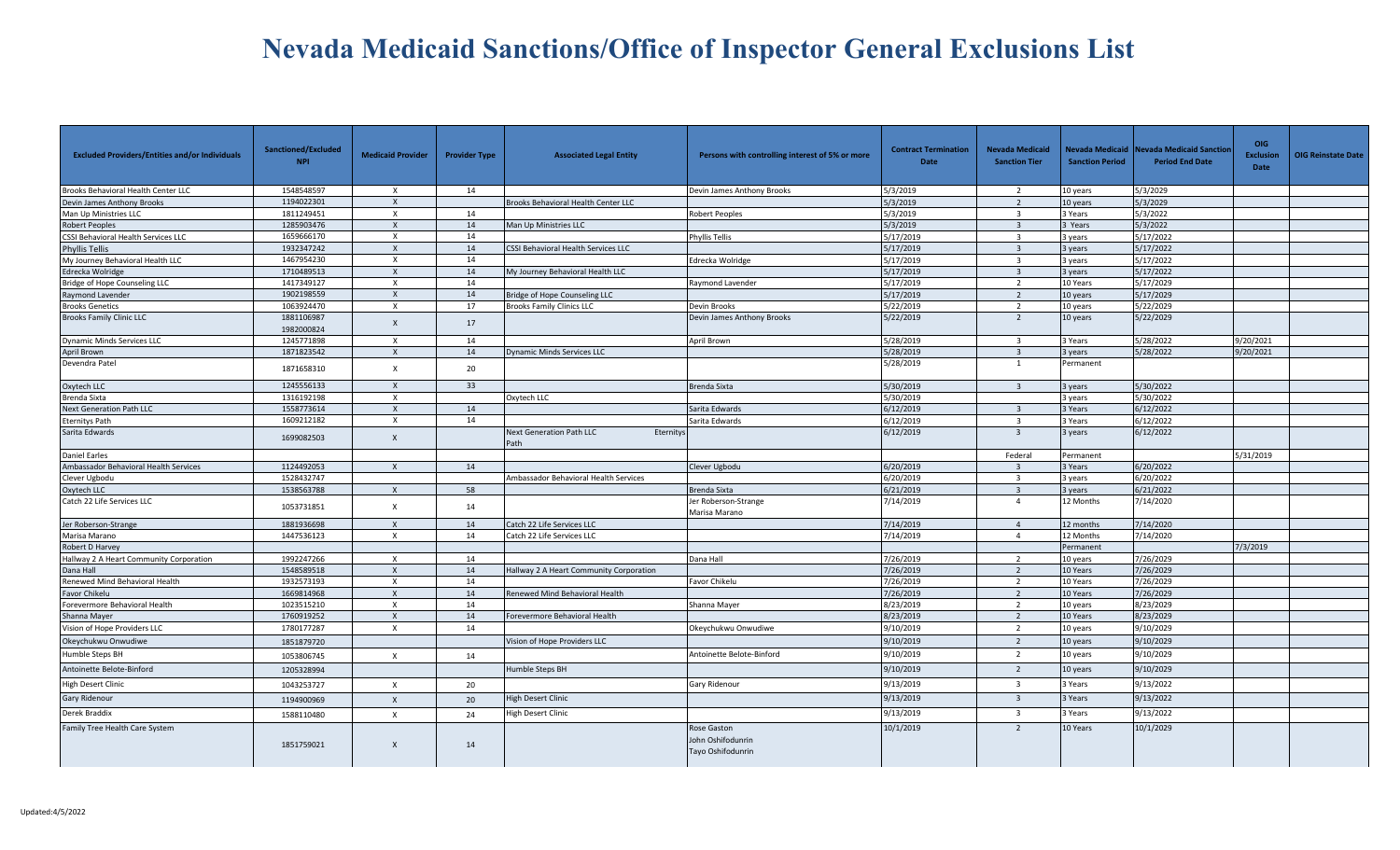# Nevada Medicaid Sanctions/Office of Inspector General Exclusions List

| Excluded Providers/Entities and/or Individuals | Sanctioned/Excluded NPI | Medicaid Provider | Provider Type | Associated Legal Entity | Persons with controlling interest of 5% or more | Contract Termination Date | Nevada Medicaid Sanction Tier | Nevada Medicaid Sanction Period | Nevada Medicaid Sanction Period End Date | OIG Exclusion Date | OIG Reinstate Date |
|---|---|---|---|---|---|---|---|---|---|---|---|
| Brooks Behavioral Health Center LLC | 1548548597 | X | 14 | | Devin James Anthony Brooks | 5/3/2019 | 2 | 10 years | 5/3/2029 | | |
| Devin James Anthony Brooks | 1194022301 | X | | Brooks Behavioral Health Center LLC | | 5/3/2019 | 2 | 10 years | 5/3/2029 | | |
| Man Up Ministries LLC | 1811249451 | X | 14 | | Robert Peoples | 5/3/2019 | 3 | 3 Years | 5/3/2022 | | |
| Robert Peoples | 1285903476 | X | 14 | Man Up Ministries LLC | | 5/3/2019 | 3 | 3 Years | 5/3/2022 | | |
| CSSI Behavioral Health Services LLC | 1659666170 | X | 14 | | Phyllis Tellis | 5/17/2019 | 3 | 3 years | 5/17/2022 | | |
| Phyllis Tellis | 1932347242 | X | 14 | CSSI Behavioral Health Services LLC | | 5/17/2019 | 3 | 3 years | 5/17/2022 | | |
| My Journey Behavioral Health LLC | 1467954230 | X | 14 | | Edrecka Wolridge | 5/17/2019 | 3 | 3 years | 5/17/2022 | | |
| Edrecka Wolridge | 1710489513 | X | 14 | My Journey Behavioral Health LLC | | 5/17/2019 | 3 | 3 years | 5/17/2022 | | |
| Bridge of Hope Counseling LLC | 1417349127 | X | 14 | | Raymond Lavender | 5/17/2019 | 2 | 10 Years | 5/17/2029 | | |
| Raymond Lavender | 1902198559 | X | 14 | Bridge of Hope Counseling LLC | | 5/17/2019 | 2 | 10 years | 5/17/2029 | | |
| Brooks Genetics | 1063924470 | X | 17 | Brooks Family Clinics LLC | Devin Brooks | 5/22/2019 | 2 | 10 years | 5/22/2029 | | |
| Brooks Family Clinic LLC | 1881106987 1982000824 | X | 17 | | Devin James Anthony Brooks | 5/22/2019 | 2 | 10 years | 5/22/2029 | | |
| Dynamic Minds Services LLC | 1245771898 | X | 14 | | April Brown | 5/28/2019 | 3 | 3 Years | 5/28/2022 | 9/20/2021 | |
| April Brown | 1871823542 | X | 14 | Dynamic Minds Services LLC | | 5/28/2019 | 3 | 3 years | 5/28/2022 | 9/20/2021 | |
| Devendra Patel | 1871658310 | X | 20 | | | 5/28/2019 | 1 | Permanent | | | |
| Oxytech LLC | 1245556133 | X | 33 | | Brenda Sixta | 5/30/2019 | 3 | 3 years | 5/30/2022 | | |
| Brenda Sixta | 1316192198 | X | | Oxytech LLC | | 5/30/2019 | | 3 years | 5/30/2022 | | |
| Next Generation Path LLC | 1558773614 | X | 14 | | Sarita Edwards | 6/12/2019 | 3 | 3 Years | 6/12/2022 | | |
| Eternitys Path | 1609212182 | X | 14 | | Sarita Edwards | 6/12/2019 | 3 | 3 Years | 6/12/2022 | | |
| Sarita Edwards | 1699082503 | X | | Next Generation Path LLC Eternitys Path | | 6/12/2019 | 3 | 3 years | 6/12/2022 | | |
| Daniel Earles | | | | | | | Federal | Permanent | | 5/31/2019 | |
| Ambassador Behavioral Health Services | 1124492053 | X | 14 | | Clever Ugbodu | 6/20/2019 | 3 | 3 Years | 6/20/2022 | | |
| Clever Ugbodu | 1528432747 | | | Ambassador Behavioral Health Services | | 6/20/2019 | 3 | 3 years | 6/20/2022 | | |
| Oxytech LLC | 1538563788 | X | 58 | | Brenda Sixta | 6/21/2019 | 3 | 3 years | 6/21/2022 | | |
| Catch 22 Life Services LLC | 1053731851 | X | 14 | | Jer Roberson-Strange Marisa Marano | 7/14/2019 | 4 | 12 Months | 7/14/2020 | | |
| Jer Roberson-Strange | 1881936698 | X | 14 | Catch 22 Life Services LLC | | 7/14/2019 | 4 | 12 months | 7/14/2020 | | |
| Marisa Marano | 1447536123 | X | 14 | Catch 22 Life Services LLC | | 7/14/2019 | 4 | 12 Months | 7/14/2020 | | |
| Robert D Harvey | | | | | | | | Permanent | | 7/3/2019 | |
| Hallway 2 A Heart Community Corporation | 1992247266 | X | 14 | | Dana Hall | 7/26/2019 | 2 | 10 years | 7/26/2029 | | |
| Dana Hall | 1548589518 | X | 14 | Hallway 2 A Heart Community Corporation | | 7/26/2019 | 2 | 10 Years | 7/26/2029 | | |
| Renewed Mind Behavioral Health | 1932573193 | X | 14 | | Favor Chikelu | 7/26/2019 | 2 | 10 Years | 7/26/2029 | | |
| Favor Chikelu | 1669814968 | X | 14 | Renewed Mind Behavioral Health | | 7/26/2019 | 2 | 10 Years | 7/26/2029 | | |
| Forevermore Behavioral Health | 1023515210 | X | 14 | | Shanna Mayer | 8/23/2019 | 2 | 10 years | 8/23/2029 | | |
| Shanna Mayer | 1760919252 | X | 14 | Forevermore Behavioral Health | | 8/23/2019 | 2 | 10 Years | 8/23/2029 | | |
| Vision of Hope Providers LLC | 1780177287 | X | 14 | | Okeychukwu Onwudiwe | 9/10/2019 | 2 | 10 years | 9/10/2029 | | |
| Okeychukwu Onwudiwe | 1851879720 | | | Vision of Hope Providers LLC | | 9/10/2019 | 2 | 10 years | 9/10/2029 | | |
| Humble Steps BH | 1053806745 | X | 14 | | Antoinette Belote-Binford | 9/10/2019 | 2 | 10 years | 9/10/2029 | | |
| Antoinette Belote-Binford | 1205328994 | | | Humble Steps BH | | 9/10/2019 | 2 | 10 years | 9/10/2029 | | |
| High Desert Clinic | 1043253727 | X | 20 | | Gary Ridenour | 9/13/2019 | 3 | 3 Years | 9/13/2022 | | |
| Gary Ridenour | 1194900969 | X | 20 | High Desert Clinic | | 9/13/2019 | 3 | 3 Years | 9/13/2022 | | |
| Derek Braddix | 1588110480 | X | 24 | High Desert Clinic | | 9/13/2019 | 3 | 3 Years | 9/13/2022 | | |
| Family Tree Health Care System | 1851759021 | X | 14 | | Rose Gaston John Oshifodunrin Tayo Oshifodunrin | 10/1/2019 | 2 | 10 Years | 10/1/2029 | | |

Updated:4/5/2022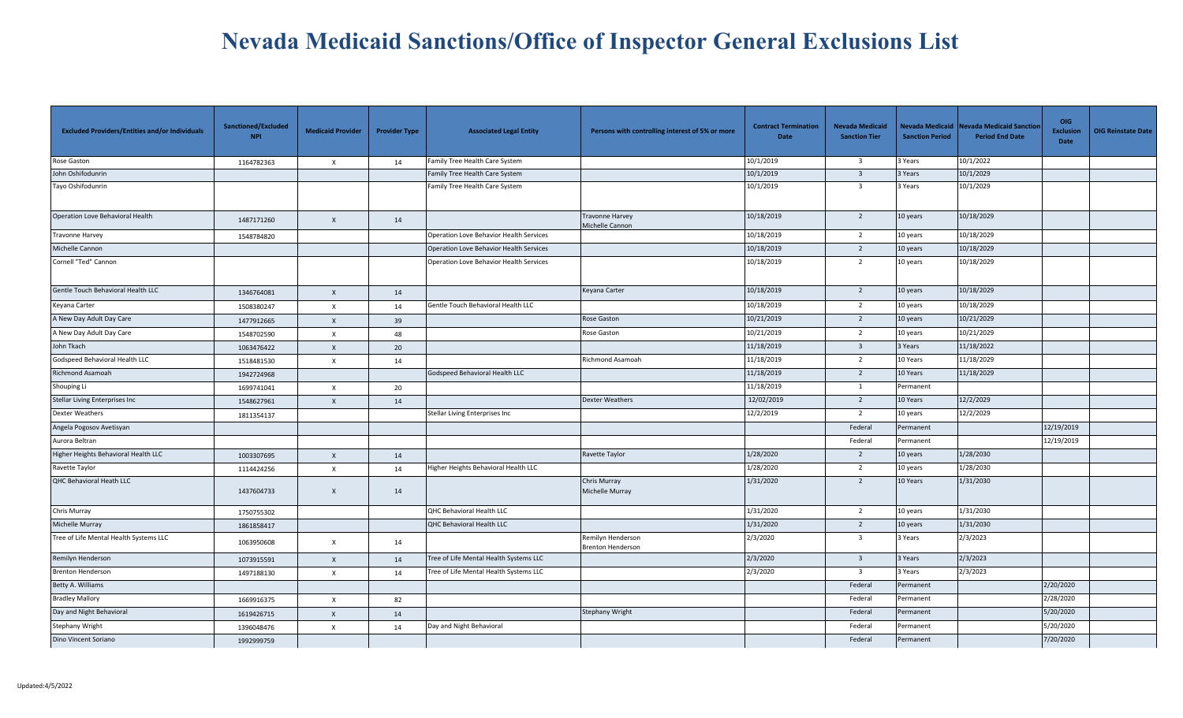# Nevada Medicaid Sanctions/Office of Inspector General Exclusions List

| Excluded Providers/Entities and/or Individuals | Sanctioned/Excluded NPI | Medicaid Provider | Provider Type | Associated Legal Entity | Persons with controlling interest of 5% or more | Contract Termination Date | Nevada Medicaid Sanction Tier | Nevada Medicaid Sanction Period | Nevada Medicaid Sanction Period End Date | OIG Exclusion Date | OIG Reinstate Date |
|---|---|---|---|---|---|---|---|---|---|---|---|
| Rose Gaston | 1164782363 | X | 14 | Family Tree Health Care System | | 10/1/2019 | 3 | 3 Years | 10/1/2022 | | |
| John Oshifodunrin | | | | Family Tree Health Care System | | 10/1/2019 | 3 | 3 Years | 10/1/2029 | | |
| Tayo Oshifodunrin | | | | Family Tree Health Care System | | 10/1/2019 | 3 | 3 Years | 10/1/2029 | | |
| Operation Love Behavioral Health | 1487171260 | X | 14 | | Travonne Harvey<br>Michelle Cannon | 10/18/2019 | 2 | 10 years | 10/18/2029 | | |
| Travonne Harvey | 1548784820 | | | Operation Love Behavior Health Services | | 10/18/2019 | 2 | 10 years | 10/18/2029 | | |
| Michelle Cannon | | | | Operation Love Behavior Health Services | | 10/18/2019 | 2 | 10 years | 10/18/2029 | | |
| Cornell "Ted" Cannon | | | | Operation Love Behavior Health Services | | 10/18/2019 | 2 | 10 years | 10/18/2029 | | |
| Gentle Touch Behavioral Health LLC | 1346764081 | X | 14 | | Keyana Carter | 10/18/2019 | 2 | 10 years | 10/18/2029 | | |
| Keyana Carter | 1508380247 | X | 14 | Gentle Touch Behavioral Health LLC | | 10/18/2019 | 2 | 10 years | 10/18/2029 | | |
| A New Day Adult Day Care | 1477912665 | X | 39 | | Rose Gaston | 10/21/2019 | 2 | 10 years | 10/21/2029 | | |
| A New Day Adult Day Care | 1548702590 | X | 48 | | Rose Gaston | 10/21/2019 | 2 | 10 years | 10/21/2029 | | |
| John Tkach | 1063476422 | X | 20 | | | 11/18/2019 | 3 | 3 Years | 11/18/2022 | | |
| Godspeed Behavioral Health LLC | 1518481530 | X | 14 | | Richmond Asamoah | 11/18/2019 | 2 | 10 Years | 11/18/2029 | | |
| Richmond Asamoah | 1942724968 | | | Godspeed Behavioral Health LLC | | 11/18/2019 | 2 | 10 Years | 11/18/2029 | | |
| Shouping Li | 1699741041 | X | 20 | | | 11/18/2019 | 1 | Permanent | | | |
| Stellar Living Enterprises Inc | 1548627961 | X | 14 | | Dexter Weathers | 12/02/2019 | 2 | 10 Years | 12/2/2029 | | |
| Dexter Weathers | 1811354137 | | | Stellar Living Enterprises Inc | | 12/2/2019 | 2 | 10 years | 12/2/2029 | | |
| Angela Pogosov Avetisyan | | | | | | | Federal | Permanent | | 12/19/2019 | |
| Aurora Beltran | | | | | | | Federal | Permanent | | 12/19/2019 | |
| Higher Heights Behavioral Health LLC | 1003307695 | X | 14 | | Ravette Taylor | 1/28/2020 | 2 | 10 years | 1/28/2030 | | |
| Ravette Taylor | 1114424256 | X | 14 | Higher Heights Behavioral Health LLC | | 1/28/2020 | 2 | 10 years | 1/28/2030 | | |
| QHC Behavioral Heath LLC | 1437604733 | X | 14 | | Chris Murray<br>Michelle Murray | 1/31/2020 | 2 | 10 Years | 1/31/2030 | | |
| Chris Murray | 1750755302 | | | QHC Behavioral Health LLC | | 1/31/2020 | 2 | 10 years | 1/31/2030 | | |
| Michelle Murray | 1861858417 | | | QHC Behavioral Health LLC | | 1/31/2020 | 2 | 10 years | 1/31/2030 | | |
| Tree of Life Mental Health Systems LLC | 1063950608 | X | 14 | | Remilyn Henderson<br>Brenton Henderson | 2/3/2020 | 3 | 3 Years | 2/3/2023 | | |
| Remilyn Henderson | 1073915591 | X | 14 | Tree of Life Mental Health Systems LLC | | 2/3/2020 | 3 | 3 Years | 2/3/2023 | | |
| Brenton Henderson | 1497188130 | X | 14 | Tree of Life Mental Health Systems LLC | | 2/3/2020 | 3 | 3 Years | 2/3/2023 | | |
| Betty A. Williams | | | | | | | Federal | Permanent | | 2/20/2020 | |
| Bradley Mallory | 1669916375 | X | 82 | | | | Federal | Permanent | | 2/28/2020 | |
| Day and Night Behavioral | 1619426715 | X | 14 | | Stephany Wright | | Federal | Permanent | | 5/20/2020 | |
| Stephany Wright | 1396048476 | X | 14 | Day and Night Behavioral | | | Federal | Permanent | | 5/20/2020 | |
| Dino Vincent Soriano | 1992999759 | | | | | | Federal | Permanent | | 7/20/2020 | |

Updated:4/5/2022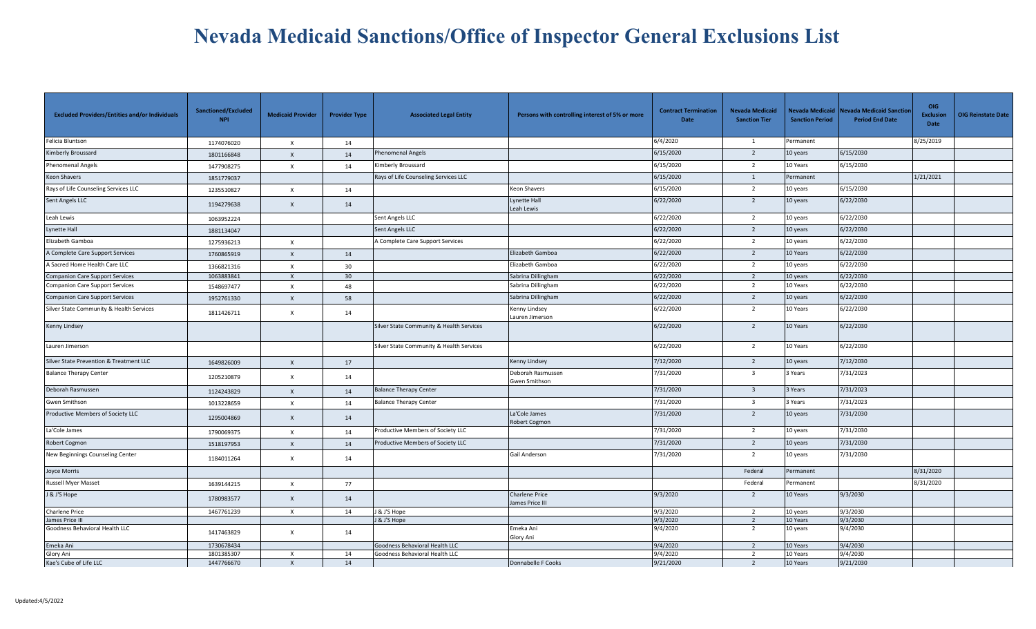# Nevada Medicaid Sanctions/Office of Inspector General Exclusions List

| Excluded Providers/Entities and/or Individuals | Sanctioned/Excluded NPI | Medicaid Provider | Provider Type | Associated Legal Entity | Persons with controlling interest of 5% or more | Contract Termination Date | Nevada Medicaid Sanction Tier | Nevada Medicaid Sanction Period | Nevada Medicaid Sanction Period End Date | OIG Exclusion Date | OIG Reinstate Date |
|---|---|---|---|---|---|---|---|---|---|---|---|
| Felicia Bluntson | 1174076020 | X | 14 | | | 6/4/2020 | 1 | Permanent | | 8/25/2019 | |
| Kimberly Broussard | 1801166848 | X | 14 | Phenomenal Angels | | 6/15/2020 | 2 | 10 years | 6/15/2030 | | |
| Phenomenal Angels | 1477908275 | X | 14 | Kimberly Broussard | | 6/15/2020 | 2 | 10 Years | 6/15/2030 | | |
| Keon Shavers | 1851779037 | | | Rays of Life Counseling Services LLC | | 6/15/2020 | 1 | Permanent | | 1/21/2021 | |
| Rays of Life Counseling Services LLC | 1235510827 | X | 14 | | Keon Shavers | 6/15/2020 | 2 | 10 years | 6/15/2030 | | |
| Sent Angels LLC | 1194279638 | X | 14 | | Lynette Hall<br>Leah Lewis | 6/22/2020 | 2 | 10 years | 6/22/2030 | | |
| Leah Lewis | 1063952224 | | | Sent Angels LLC | | 6/22/2020 | 2 | 10 years | 6/22/2030 | | |
| Lynette Hall | 1881134047 | | | Sent Angels LLC | | 6/22/2020 | 2 | 10 years | 6/22/2030 | | |
| Elizabeth Gamboa | 1275936213 | X | | A Complete Care Support Services | | 6/22/2020 | 2 | 10 years | 6/22/2030 | | |
| A Complete Care Support Services | 1760865919 | X | 14 | | Elizabeth Gamboa | 6/22/2020 | 2 | 10 Years | 6/22/2030 | | |
| A Sacred Home Health Care LLC | 1366821316 | X | 30 | | Elizabeth Gamboa | 6/22/2020 | 2 | 10 years | 6/22/2030 | | |
| Companion Care Support Services | 1063883841 | X | 30 | | Sabrina Dillingham | 6/22/2020 | 2 | 10 years | 6/22/2030 | | |
| Companion Care Support Services | 1548697477 | X | 48 | | Sabrina Dillingham | 6/22/2020 | 2 | 10 Years | 6/22/2030 | | |
| Companion Care Support Services | 1952761330 | X | 58 | | Sabrina Dillingham | 6/22/2020 | 2 | 10 years | 6/22/2030 | | |
| Silver State Community & Health Services | 1811426711 | X | 14 | | Kenny Lindsey<br>Lauren Jimerson | 6/22/2020 | 2 | 10 Years | 6/22/2030 | | |
| Kenny Lindsey | | | | Silver State Community & Health Services | | 6/22/2020 | 2 | 10 Years | 6/22/2030 | | |
| Lauren Jimerson | | | | Silver State Community & Health Services | | 6/22/2020 | 2 | 10 Years | 6/22/2030 | | |
| Silver State Prevention & Treatment LLC | 1649826009 | X | 17 | | Kenny Lindsey | 7/12/2020 | 2 | 10 years | 7/12/2030 | | |
| Balance Therapy Center | 1205210879 | X | 14 | | Deborah Rasmussen<br>Gwen Smithson | 7/31/2020 | 3 | 3 Years | 7/31/2023 | | |
| Deborah Rasmussen | 1124243829 | X | 14 | Balance Therapy Center | | 7/31/2020 | 3 | 3 Years | 7/31/2023 | | |
| Gwen Smithson | 1013228659 | X | 14 | Balance Therapy Center | | 7/31/2020 | 3 | 3 Years | 7/31/2023 | | |
| Productive Members of Society LLC | 1295004869 | X | 14 | | La'Cole James<br>Robert Cogmon | 7/31/2020 | 2 | 10 years | 7/31/2030 | | |
| La'Cole James | 1790069375 | X | 14 | Productive Members of Society LLC | | 7/31/2020 | 2 | 10 years | 7/31/2030 | | |
| Robert Cogmon | 1518197953 | X | 14 | Productive Members of Society LLC | | 7/31/2020 | 2 | 10 years | 7/31/2030 | | |
| New Beginnings Counseling Center | 1184011264 | X | 14 | | Gail Anderson | 7/31/2020 | 2 | 10 years | 7/31/2030 | | |
| Joyce Morris | | | | | | | Federal | Permanent | | 8/31/2020 | |
| Russell Myer Masset | 1639144215 | X | 77 | | | | Federal | Permanent | | 8/31/2020 | |
| J & J'S Hope | 1780983577 | X | 14 | | Charlene Price<br>James Price III | 9/3/2020 | 2 | 10 Years | 9/3/2030 | | |
| Charlene Price | 1467761239 | X | 14 | J & J'S Hope | | 9/3/2020 | 2 | 10 years | 9/3/2030 | | |
| James Price III | | | | J & J'S Hope | | 9/3/2020 | 2 | 10 Years | 9/3/2030 | | |
| Goodness Behavioral Health LLC | 1417463829 | X | 14 | | Emeka Ani<br>Glory Ani | 9/4/2020 | 2 | 10 years | 9/4/2030 | | |
| Emeka Ani | 1730678434 | | | Goodness Behavioral Health LLC | | 9/4/2020 | 2 | 10 Years | 9/4/2030 | | |
| Glory Ani | 1801385307 | X | 14 | Goodness Behavioral Health LLC | | 9/4/2020 | 2 | 10 Years | 9/4/2030 | | |
| Kae's Cube of Life LLC | 1447766670 | X | 14 | | Donnabelle F Cooks | 9/21/2020 | 2 | 10 Years | 9/21/2030 | | |

Updated:4/5/2022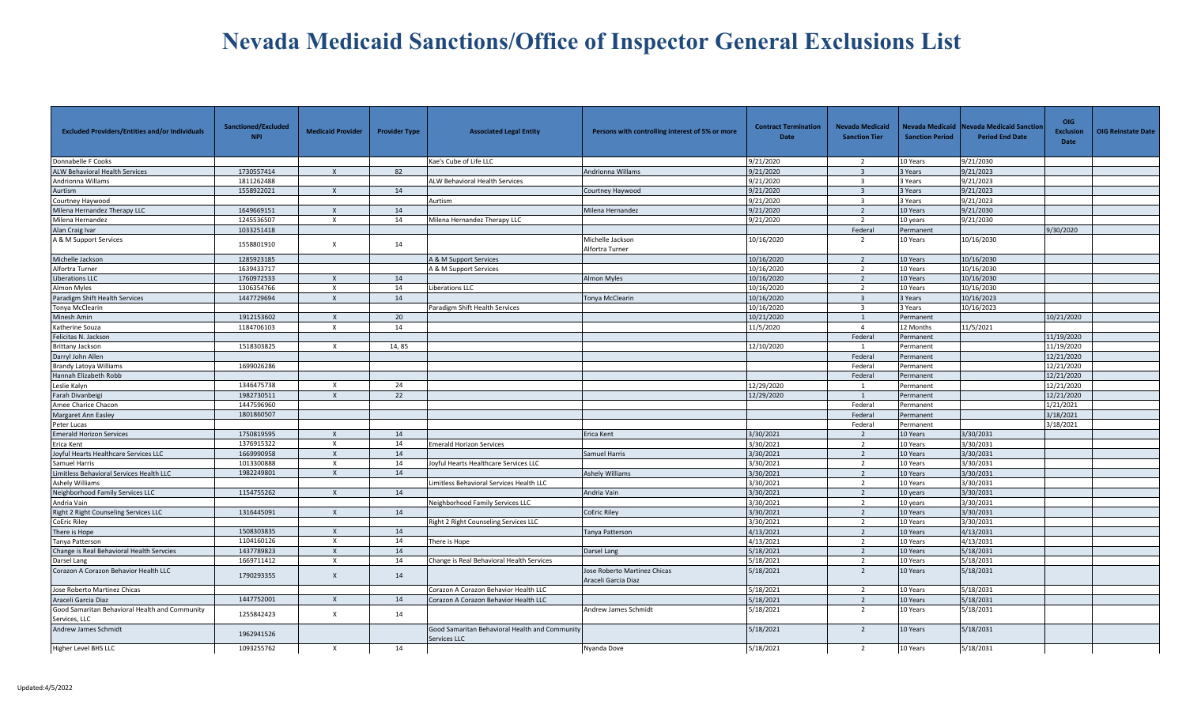# Nevada Medicaid Sanctions/Office of Inspector General Exclusions List

| Excluded Providers/Entities and/or Individuals | Sanctioned/Excluded NPI | Medicaid Provider | Provider Type | Associated Legal Entity | Persons with controlling interest of 5% or more | Contract Termination Date | Nevada Medicaid Sanction Tier | Nevada Medicaid Sanction Period | Nevada Medicaid Sanction Period End Date | OIG Exclusion Date | OIG Reinstate Date |
|---|---|---|---|---|---|---|---|---|---|---|---|
| Donnabelle F Cooks | | | | Kae's Cube of Life LLC | | 9/21/2020 | 2 | 10 Years | 9/21/2030 | | |
| ALW Behavioral Health Services | 1730557414 | X | 82 | | Andrionna Willams | 9/21/2020 | 3 | 3 Years | 9/21/2023 | | |
| Andrionna Willams | 1811262488 | | | ALW Behavioral Health Services | | 9/21/2020 | 3 | 3 Years | 9/21/2023 | | |
| Aurtism | 1558922021 | X | 14 | | Courtney Haywood | 9/21/2020 | 3 | 3 Years | 9/21/2023 | | |
| Courtney Haywood | | | | Aurtism | | 9/21/2020 | 3 | 3 Years | 9/21/2023 | | |
| Milena Hernandez Therapy LLC | 1649669151 | X | 14 | | Milena Hernandez | 9/21/2020 | 2 | 10 Years | 9/21/2030 | | |
| Milena Hernandez | 1245536507 | X | 14 | Milena Hernandez Therapy LLC | | 9/21/2020 | 2 | 10 years | 9/21/2030 | | |
| Alan Craig Ivar | 1033251418 | | | | | | Federal | Permanent | | 9/30/2020 | |
| A & M Support Services | 1558801910 | X | 14 | | Michelle Jackson<br>Alfortra Turner | 10/16/2020 | 2 | 10 Years | 10/16/2030 | | |
| Michelle Jackson | 1285923185 | | | A & M Support Services | | 10/16/2020 | 2 | 10 Years | 10/16/2030 | | |
| Alfortra Turner | 1639433717 | | | A & M Support Services | | 10/16/2020 | 2 | 10 Years | 10/16/2030 | | |
| Liberations LLC | 1760972533 | X | 14 | | Almon Myles | 10/16/2020 | 2 | 10 Years | 10/16/2030 | | |
| Almon Myles | 1306354766 | X | 14 | Liberations LLC | | 10/16/2020 | 2 | 10 Years | 10/16/2030 | | |
| Paradigm Shift Health Services | 1447729694 | X | 14 | | Tonya McClearin | 10/16/2020 | 3 | 3 Years | 10/16/2023 | | |
| Tonya McClearin | | | | Paradigm Shift Health Services | | 10/16/2020 | 3 | 3 Years | 10/16/2023 | | |
| Minesh Amin | 1912153602 | X | 20 | | | 10/21/2020 | 1 | Permanent | | 10/21/2020 | |
| Katherine Souza | 1184706103 | X | 14 | | | 11/5/2020 | 4 | 12 Months | 11/5/2021 | | |
| Felicitas N. Jackson | | | | | | | Federal | Permanent | | 11/19/2020 | |
| Brittany Jackson | 1518303825 | X | 14, 85 | | | 12/10/2020 | 1 | Permanent | | 11/19/2020 | |
| Darryl John Allen | | | | | | | Federal | Permanent | | 12/21/2020 | |
| Brandy Latoya Williams | 1699026286 | | | | | | Federal | Permanent | | 12/21/2020 | |
| Hannah Elizabeth Robb | | | | | | | Federal | Permanent | | 12/21/2020 | |
| Leslie Kalyn | 1346475738 | X | 24 | | | 12/29/2020 | 1 | Permanent | | 12/21/2020 | |
| Farah Divanbeigi | 1982730511 | X | 22 | | | 12/29/2020 | 1 | Permanent | | 12/21/2020 | |
| Amee Charice Chacon | 1447596960 | | | | | | Federal | Permanent | | 1/21/2021 | |
| Margaret Ann Easley | 1801860507 | | | | | | Federal | Permanent | | 3/18/2021 | |
| Peter Lucas | | | | | | | Federal | Permanent | | 3/18/2021 | |
| Emerald Horizon Services | 1750819595 | X | 14 | | Erica Kent | 3/30/2021 | 2 | 10 Years | 3/30/2031 | | |
| Erica Kent | 1376915322 | X | 14 | Emerald Horizon Services | | 3/30/2021 | 2 | 10 Years | 3/30/2031 | | |
| Joyful Hearts Healthcare Services LLC | 1669990958 | X | 14 | | Samuel Harris | 3/30/2021 | 2 | 10 Years | 3/30/2031 | | |
| Samuel Harris | 1013300888 | X | 14 | Joyful Hearts Healthcare Services LLC | | 3/30/2021 | 2 | 10 Years | 3/30/2031 | | |
| Limitless Behavioral Services Health LLC | 1982249801 | X | 14 | | Ashely Williams | 3/30/2021 | 2 | 10 Years | 3/30/2031 | | |
| Ashely Williams | | | | Limitless Behavioral Services Health LLC | | 3/30/2021 | 2 | 10 Years | 3/30/2031 | | |
| Neighborhood Family Services LLC | 1154755262 | X | 14 | | Andria Vain | 3/30/2021 | 2 | 10 years | 3/30/2031 | | |
| Andria Vain | | | | Neighborhood Family Services LLC | | 3/30/2021 | 2 | 10 years | 3/30/2031 | | |
| Right 2 Right Counseling Services LLC | 1316445091 | X | 14 | | CoEric Riley | 3/30/2021 | 2 | 10 Years | 3/30/2031 | | |
| CoEric Riley | | | | Right 2 Right Counseling Services LLC | | 3/30/2021 | 2 | 10 Years | 3/30/2031 | | |
| There is Hope | 1508303835 | X | 14 | | Tanya Patterson | 4/13/2021 | 2 | 10 Years | 4/13/2031 | | |
| Tanya Patterson | 1104160126 | X | 14 | There is Hope | | 4/13/2021 | 2 | 10 Years | 4/13/2031 | | |
| Change is Real Behavioral Health Servcies | 1437789823 | X | 14 | | Darsel Lang | 5/18/2021 | 2 | 10 Years | 5/18/2031 | | |
| Darsel Lang | 1669711412 | X | 14 | Change is Real Behavioral Health Services | | 5/18/2021 | 2 | 10 Years | 5/18/2031 | | |
| Corazon A Corazon Behavior Health LLC | 1790293355 | X | 14 | | Jose Roberto Martinez Chicas<br>Araceli Garcia Diaz | 5/18/2021 | 2 | 10 Years | 5/18/2031 | | |
| Jose Roberto Martinez Chicas | | | | Corazon A Corazon Behavior Health LLC | | 5/18/2021 | 2 | 10 Years | 5/18/2031 | | |
| Araceli Garcia Diaz | 1447752001 | X | 14 | Corazon A Corazon Behavior Health LLC | | 5/18/2021 | 2 | 10 Years | 5/18/2031 | | |
| Good Samaritan Behavioral Health and Community Services, LLC | 1255842423 | X | 14 | | Andrew James Schmidt | 5/18/2021 | 2 | 10 Years | 5/18/2031 | | |
| Andrew James Schmidt | 1962941526 | | | Good Samaritan Behavioral Health and Community Services LLC | | 5/18/2021 | 2 | 10 Years | 5/18/2031 | | |
| Higher Level BHS LLC | 1093255762 | X | 14 | | Nyanda Dove | 5/18/2021 | 2 | 10 Years | 5/18/2031 | | |

Updated:4/5/2022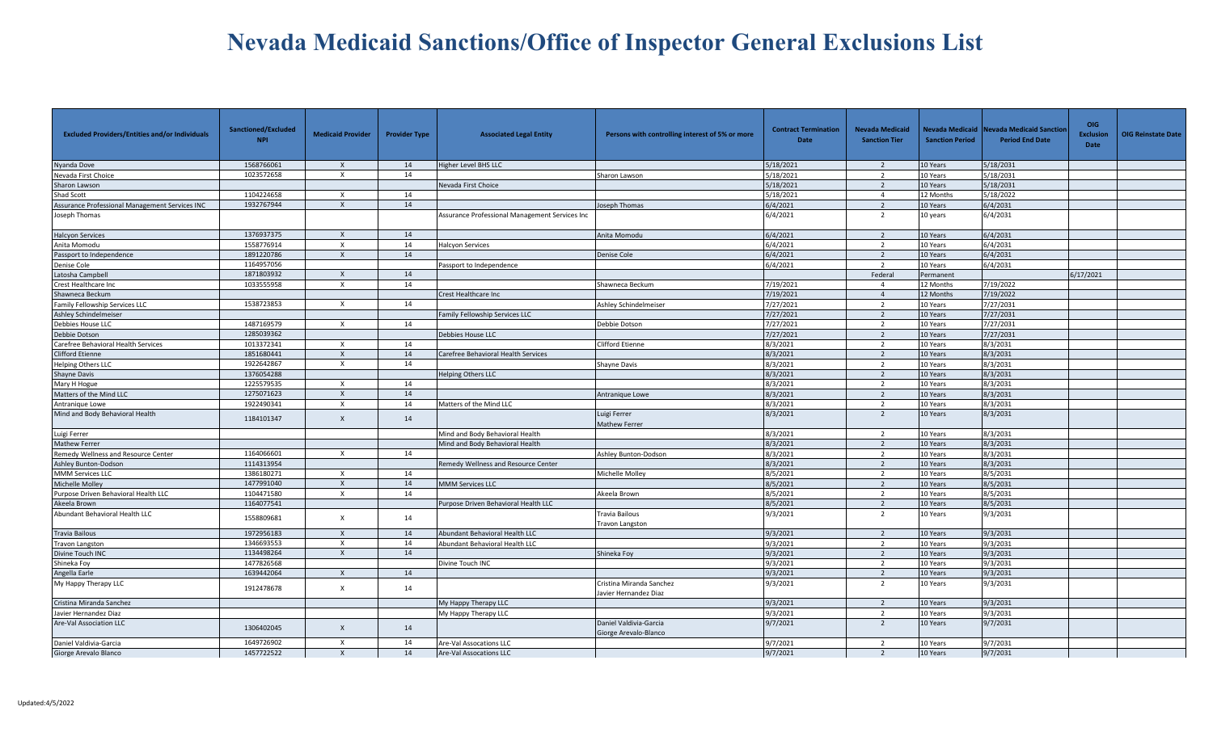# Nevada Medicaid Sanctions/Office of Inspector General Exclusions List

| Excluded Providers/Entities and/or Individuals | Sanctioned/Excluded NPI | Medicaid Provider | Provider Type | Associated Legal Entity | Persons with controlling interest of 5% or more | Contract Termination Date | Nevada Medicaid Sanction Tier | Nevada Medicaid Sanction Period | Nevada Medicaid Sanction Period End Date | OIG Exclusion Date | OIG Reinstate Date |
|---|---|---|---|---|---|---|---|---|---|---|---|
| Nyanda Dove | 1568766061 | X | 14 | Higher Level BHS LLC | | 5/18/2021 | 2 | 10 Years | 5/18/2031 | | |
| Nevada First Choice | 1023572658 | X | 14 | | Sharon Lawson | 5/18/2021 | 2 | 10 Years | 5/18/2031 | | |
| Sharon Lawson | | | | Nevada First Choice | | 5/18/2021 | 2 | 10 Years | 5/18/2031 | | |
| Shad Scott | 1104224658 | X | 14 | | | 5/18/2021 | 4 | 12 Months | 5/18/2022 | | |
| Assurance Professional Management Services INC | 1932767944 | X | 14 | | Joseph Thomas | 6/4/2021 | 2 | 10 Years | 6/4/2031 | | |
| Joseph Thomas | | | | Assurance Professional Management Services Inc | | 6/4/2021 | 2 | 10 years | 6/4/2031 | | |
| Halcyon Services | 1376937375 | X | 14 | | Anita Momodu | 6/4/2021 | 2 | 10 Years | 6/4/2031 | | |
| Anita Momodu | 1558776914 | X | 14 | Halcyon Services | | 6/4/2021 | 2 | 10 Years | 6/4/2031 | | |
| Passport to Independence | 1891220786 | X | 14 | | Denise Cole | 6/4/2021 | 2 | 10 Years | 6/4/2031 | | |
| Denise Cole | 1164957056 | | | Passport to Independence | | 6/4/2021 | 2 | 10 Years | 6/4/2031 | | |
| Latosha Campbell | 1871803932 | X | 14 | | | | Federal | Permanent | | 6/17/2021 | |
| Crest Healthcare Inc | 1033555958 | X | 14 | | Shawneca Beckum | 7/19/2021 | 4 | 12 Months | 7/19/2022 | | |
| Shawneca Beckum | | | | Crest Healthcare Inc | | 7/19/2021 | 4 | 12 Months | 7/19/2022 | | |
| Family Fellowship Services LLC | 1538723853 | X | 14 | | Ashley Schindelmeiser | 7/27/2021 | 2 | 10 Years | 7/27/2031 | | |
| Ashley Schindelmeiser | | | | Family Fellowship Services LLC | | 7/27/2021 | 2 | 10 Years | 7/27/2031 | | |
| Debbies House LLC | 1487169579 | X | 14 | | Debbie Dotson | 7/27/2021 | 2 | 10 Years | 7/27/2031 | | |
| Debbie Dotson | 1285039362 | | | Debbies House LLC | | 7/27/2021 | 2 | 10 Years | 7/27/2031 | | |
| Carefree Behavioral Health Services | 1013372341 | X | 14 | | Clifford Etienne | 8/3/2021 | 2 | 10 Years | 8/3/2031 | | |
| Clifford Etienne | 1851680441 | X | 14 | Carefree Behavioral Health Services | | 8/3/2021 | 2 | 10 Years | 8/3/2031 | | |
| Helping Others LLC | 1922642867 | X | 14 | | Shayne Davis | 8/3/2021 | 2 | 10 Years | 8/3/2031 | | |
| Shayne Davis | 1376054288 | | | Helping Others LLC | | 8/3/2021 | 2 | 10 Years | 8/3/2031 | | |
| Mary H Hogue | 1225579535 | X | 14 | | | 8/3/2021 | 2 | 10 Years | 8/3/2031 | | |
| Matters of the Mind LLC | 1275071623 | X | 14 | | Antranique Lowe | 8/3/2021 | 2 | 10 Years | 8/3/2031 | | |
| Antranique Lowe | 1922490341 | X | 14 | Matters of the Mind LLC | | 8/3/2021 | 2 | 10 Years | 8/3/2031 | | |
| Mind and Body Behavioral Health | 1184101347 | X | 14 | | Luigi Ferrer<br>Mathew Ferrer | 8/3/2021 | 2 | 10 Years | 8/3/2031 | | |
| Luigi Ferrer | | | | Mind and Body Behavioral Health | | 8/3/2021 | 2 | 10 Years | 8/3/2031 | | |
| Mathew Ferrer | | | | Mind and Body Behavioral Health | | 8/3/2021 | 2 | 10 Years | 8/3/2031 | | |
| Remedy Wellness and Resource Center | 1164066601 | X | 14 | | Ashley Bunton-Dodson | 8/3/2021 | 2 | 10 Years | 8/3/2031 | | |
| Ashley Bunton-Dodson | 1114313954 | | | Remedy Wellness and Resource Center | | 8/3/2021 | 2 | 10 Years | 8/3/2031 | | |
| MMM Services LLC | 1386180271 | X | 14 | | Michelle Molley | 8/5/2021 | 2 | 10 Years | 8/5/2031 | | |
| Michelle Molley | 1477991040 | X | 14 | MMM Services LLC | | 8/5/2021 | 2 | 10 Years | 8/5/2031 | | |
| Purpose Driven Behavioral Health LLC | 1104471580 | X | 14 | | Akeela Brown | 8/5/2021 | 2 | 10 Years | 8/5/2031 | | |
| Akeela Brown | 1164077541 | | | Purpose Driven Behavioral Health LLC | | 8/5/2021 | 2 | 10 Years | 8/5/2031 | | |
| Abundant Behavioral Health LLC | 1558809681 | X | 14 | | Travia Bailous<br>Travon Langston | 9/3/2021 | 2 | 10 Years | 9/3/2031 | | |
| Travia Bailous | 1972956183 | X | 14 | Abundant Behavioral Health LLC | | 9/3/2021 | 2 | 10 Years | 9/3/2031 | | |
| Travon Langston | 1346693553 | X | 14 | Abundant Behavioral Health LLC | | 9/3/2021 | 2 | 10 Years | 9/3/2031 | | |
| Divine Touch INC | 1134498264 | X | 14 | | Shineka Foy | 9/3/2021 | 2 | 10 Years | 9/3/2031 | | |
| Shineka Foy | 1477826568 | | | Divine Touch INC | | 9/3/2021 | 2 | 10 Years | 9/3/2031 | | |
| Angella Earle | 1639442064 | X | 14 | | | 9/3/2021 | 2 | 10 Years | 9/3/2031 | | |
| My Happy Therapy LLC | 1912478678 | X | 14 | | Cristina Miranda Sanchez<br>Javier Hernandez Diaz | 9/3/2021 | 2 | 10 Years | 9/3/2031 | | |
| Cristina Miranda Sanchez | | | | My Happy Therapy LLC | | 9/3/2021 | 2 | 10 Years | 9/3/2031 | | |
| Javier Hernandez Diaz | | | | My Happy Therapy LLC | | 9/3/2021 | 2 | 10 Years | 9/3/2031 | | |
| Are-Val Association LLC | 1306402045 | X | 14 | | Daniel Valdivia-Garcia<br>Giorge Arevalo-Blanco | 9/7/2021 | 2 | 10 Years | 9/7/2031 | | |
| Daniel Valdivia-Garcia | 1649726902 | X | 14 | Are-Val Assocations LLC | | 9/7/2021 | 2 | 10 Years | 9/7/2031 | | |
| Giorge Arevalo Blanco | 1457722522 | X | 14 | Are-Val Assocations LLC | | 9/7/2021 | 2 | 10 Years | 9/7/2031 | | |

Updated:4/5/2022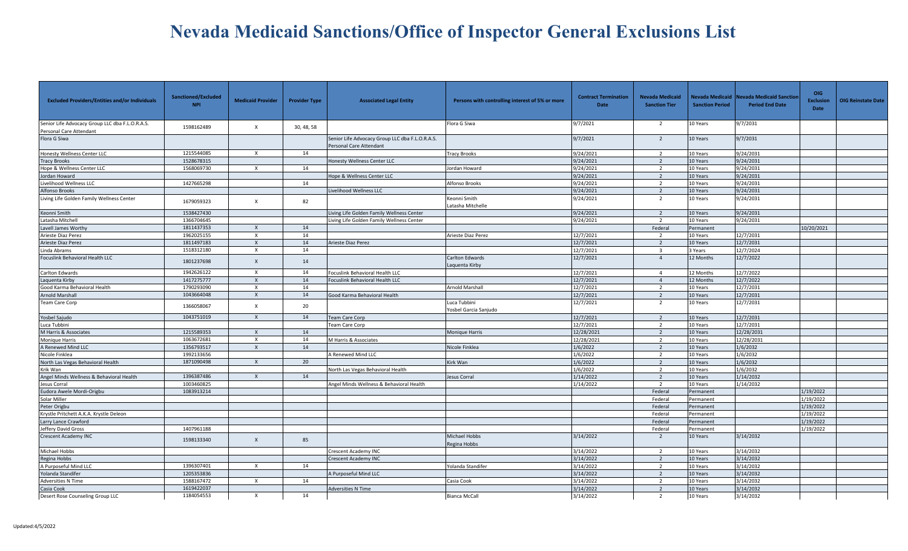# Nevada Medicaid Sanctions/Office of Inspector General Exclusions List

| Excluded Providers/Entities and/or Individuals | Sanctioned/Excluded NPI | Medicaid Provider | Provider Type | Associated Legal Entity | Persons with controlling interest of 5% or more | Contract Termination Date | Nevada Medicaid Sanction Tier | Nevada Medicaid Sanction Period | Nevada Medicaid Sanction Period End Date | OIG Exclusion Date | OIG Reinstate Date |
|---|---|---|---|---|---|---|---|---|---|---|---|
| Senior Life Advocacy Group LLC dba F.L.O.R.A.S. Personal Care Attendant | 1598162489 | X | 30, 48, 58 | | Flora G Siwa | 9/7/2021 | 2 | 10 Years | 9/7/2031 | | |
| Flora G Siwa | | | | Senior Life Advocacy Group LLC dba F.L.O.R.A.S. Personal Care Attendant | | 9/7/2021 | 2 | 10 Years | 9/7/2031 | | |
| Honesty Wellness Center LLC | 1215544085 | X | 14 | | Tracy Brooks | 9/24/2021 | 2 | 10 Years | 9/24/2031 | | |
| Tracy Brooks | 1528678315 | | | Honesty Wellness Center LLC | | 9/24/2021 | 2 | 10 Years | 9/24/2031 | | |
| Hope & Wellness Center LLC | 1568069730 | X | 14 | | Jordan Howard | 9/24/2021 | 2 | 10 Years | 9/24/2031 | | |
| Jordan Howard | | | | Hope & Wellness Center LLC | | 9/24/2021 | 2 | 10 Years | 9/24/2031 | | |
| Livelihood Wellness LLC | 1427665298 | | 14 | | Alfonso Brooks | 9/24/2021 | 2 | 10 Years | 9/24/2031 | | |
| Alfonso Brooks | | | | Livelihood Wellness LLC | | 9/24/2021 | 2 | 10 Years | 9/24/2031 | | |
| Living Life Golden Family Wellness Center | 1679059323 | X | 82 | | Keonni Smith Latasha Mitchelle | 9/24/2021 | 2 | 10 Years | 9/24/2031 | | |
| Keonni Smith | 1538427430 | | | Living Life Golden Family Wellness Center | | 9/24/2021 | 2 | 10 Years | 9/24/2031 | | |
| Latasha Mitchell | 1366704645 | | | Living Life Golden Family Wellness Center | | 9/24/2021 | 2 | 10 Years | 9/24/2031 | | |
| Lavell James Worthy | 1811437353 | X | 14 | | | | Federal | Permanent | | 10/20/2021 | |
| Arieste Diaz Perez | 1962025155 | X | 14 | | Arieste Diaz Perez | 12/7/2021 | 2 | 10 Years | 12/7/2031 | | |
| Arieste Diaz Perez | 1811497183 | X | 14 | Arieste Diaz Perez | | 12/7/2021 | 2 | 10 Years | 12/7/2031 | | |
| Linda Abrams | 1518312180 | X | 14 | | | 12/7/2021 | 3 | 3 Years | 12/7/2024 | | |
| Focuslink Behavioral Health LLC | 1801237698 | X | 14 | | Carlton Edwards Laquenta Kirby | 12/7/2021 | 4 | 12 Months | 12/7/2022 | | |
| Carlton Edwards | 1942626122 | X | 14 | Focuslink Behavioral Health LLC | | 12/7/2021 | 4 | 12 Months | 12/7/2022 | | |
| Laquenta Kirby | 1417275777 | X | 14 | Focuslink Behavioral Health LLC | | 12/7/2021 | 4 | 12 Months | 12/7/2022 | | |
| Good Karma Behavioral Health | 1790293090 | X | 14 | | Arnold Marshall | 12/7/2021 | 2 | 10 Years | 12/7/2031 | | |
| Arnold Marshall | 1043664048 | X | 14 | Good Karma Behavioral Health | | 12/7/2021 | 2 | 10 Years | 12/7/2031 | | |
| Team Care Corp | 1366058067 | X | 20 | | Luca Tubbini Yosbel Garcia Sanjudo | 12/7/2021 | 2 | 10 Years | 12/7/2031 | | |
| Yosbel Sajudo | 1043751019 | X | 14 | Team Care Corp | | 12/7/2021 | 2 | 10 Years | 12/7/2031 | | |
| Luca Tubbini | | | | Team Care Corp | | 12/7/2021 | 2 | 10 Years | 12/7/2031 | | |
| M Harris & Associates | 1215589353 | X | 14 | | Monique Harris | 12/28/2021 | 2 | 10 Years | 12/28/2031 | | |
| Monique Harris | 1063672681 | X | 14 | M Harris & Associates | | 12/28/2021 | 2 | 10 Years | 12/28/2031 | | |
| A Renewed Mind LLC | 1356793517 | X | 14 | | Nicole Finklea | 1/6/2022 | 2 | 10 Years | 1/6/2032 | | |
| Nicole Finklea | 1992133656 | | | A Renewed Mind LLC | | 1/6/2022 | 2 | 10 Years | 1/6/2032 | | |
| North Las Vegas Behavioral Health | 1871090498 | X | 20 | | Kirk Wan | 1/6/2022 | 2 | 10 Years | 1/6/2032 | | |
| Krik Wan | | | | North Las Vegas Behavioral Health | | 1/6/2022 | 2 | 10 Years | 1/6/2032 | | |
| Angel Minds Wellness & Behavioral Health | 1396387486 | X | 14 | | Jesus Corral | 1/14/2022 | 2 | 10 Years | 1/14/2032 | | |
| Jesus Corral | 1003460825 | | | Angel Minds Wellness & Behavioral Health | | 1/14/2022 | 2 | 10 Years | 1/14/2032 | | |
| Eudora Awele Mordi-Origbu | 1083913214 | | | | | | Federal | Permanent | | 1/19/2022 | |
| Solar Miller | | | | | | | Federal | Permanent | | 1/19/2022 | |
| Peter Origbu | | | | | | | Federal | Permanent | | 1/19/2022 | |
| Krystle Pritchett A.K.A. Krystle Deleon | | | | | | | Federal | Permanent | | 1/19/2022 | |
| Larry Lance Crawford | | | | | | | Federal | Permanent | | 1/19/2022 | |
| Jeffery David Gross | 1407961188 | | | | | | Federal | Permanent | | 1/19/2022 | |
| Crescent Academy INC | 1598133340 | X | 85 | | Michael Hobbs Regina Hobbs | 3/14/2022 | 2 | 10 Years | 3/14/2032 | | |
| Michael Hobbs | | | | Crescent Academy INC | | 3/14/2022 | 2 | 10 Years | 3/14/2032 | | |
| Regina Hobbs | | | | Crescent Academy INC | | 3/14/2022 | 2 | 10 Years | 3/14/2032 | | |
| A Purposeful Mind LLC | 1396307401 | X | 14 | | Yolanda Standifer | 3/14/2022 | 2 | 10 Years | 3/14/2032 | | |
| Yolanda Standifer | 1205353836 | | | A Purposeful Mind LLC | | 3/14/2022 | 2 | 10 Years | 3/14/2032 | | |
| Adversities N Time | 1588167472 | X | 14 | | Casia Cook | 3/14/2022 | 2 | 10 Years | 3/14/2032 | | |
| Casia Cook | 1619422037 | | | Adversities N Time | | 3/14/2022 | 2 | 10 Years | 3/14/2032 | | |
| Desert Rose Counseling Group LLC | 1184054553 | X | 14 | | Bianca McCall | 3/14/2022 | 2 | 10 Years | 3/14/2032 | | |

Updated:4/5/2022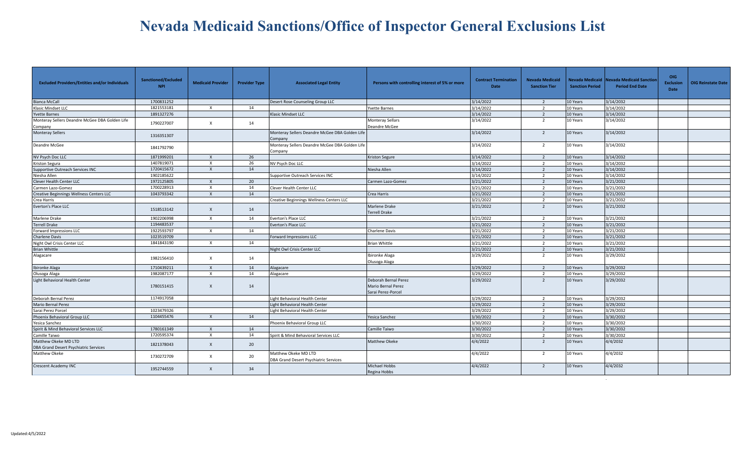# Nevada Medicaid Sanctions/Office of Inspector General Exclusions List

| Excluded Providers/Entities and/or Individuals | Sanctioned/Excluded NPI | Medicaid Provider | Provider Type | Associated Legal Entity | Persons with controlling interest of 5% or more | Contract Termination Date | Nevada Medicaid Sanction Tier | Nevada Medicaid Sanction Period | Nevada Medicaid Sanction Period End Date | OIG Exclusion Date | OIG Reinstate Date |
|---|---|---|---|---|---|---|---|---|---|---|---|
| Bianca McCall | 1700831252 | | | Desert Rose Counseling Group LLC | | 3/14/2022 | 2 | 10 Years | 3/14/2032 | | |
| Klasic Mindset LLC | 1821553181 | X | 14 | | Yvette Barnes | 3/14/2022 | 2 | 10 Years | 3/14/2032 | | |
| Yvette Barnes | 1891327276 | | | Klasic Mindset LLC | | 3/14/2022 | 2 | 10 Years | 3/14/2032 | | |
| Monteray Sellers Deandre McGee DBA Golden Life Company | 1790227007 | X | 14 | | Monteray Sellars<br>Deandre McGee | 3/14/2022 | 2 | 10 Years | 3/14/2032 | | |
| Monteray Sellers | 1316351307 | | | Monteray Sellers Deandre McGee DBA Golden Life Company | | 3/14/2022 | 2 | 10 Years | 3/14/2032 | | |
| Deandre McGee | 1841792790 | | | Monteray Sellers Deandre McGee DBA Golden Life Company | | 3/14/2022 | 2 | 10 Years | 3/14/2032 | | |
| NV Psych Doc LLC | 1871999201 | X | 26 | | Kriston Segure | 3/14/2022 | 2 | 10 Years | 3/14/2032 | | |
| Kriston Segura | 1407819071 | X | 26 | NV Psych Doc LLC | | 3/14/2022 | 2 | 10 Years | 3/14/2032 | | |
| Supportive Outreach Services INC | 1720415672 | X | 14 | | Niesha Allen | 3/14/2022 | 2 | 10 Years | 3/14/2032 | | |
| Niesha Allen | 1902185622 | | | Supportive Outreach Services INC | | 3/14/2022 | 2 | 10 Years | 3/14/2032 | | |
| Clever Health Center LLC | 1972125805 | X | 20 | | Carmen Lazo-Gomez | 3/21/2022 | 2 | 10 Years | 3/21/2032 | | |
| Carmen Lazo-Gomez | 1700228913 | X | 14 | Clever Health Center LLC | | 3/21/2022 | 2 | 10 Years | 3/21/2032 | | |
| Creative Beginnings Wellness Centers LLC | 1043793342 | X | 14 | | Crea Harris | 3/21/2022 | 2 | 10 Years | 3/21/2032 | | |
| Crea Harris | | | | Creative Beginnings Wellness Centers LLC | | 3/21/2022 | 2 | 10 Years | 3/21/2032 | | |
| Everton's Place LLC | 1518513142 | X | 14 | | Marlene Drake<br>Terrell Drake | 3/21/2022 | 2 | 10 Years | 3/21/2032 | | |
| Marlene Drake | 1902206998 | X | 14 | Everton's Place LLC | | 3/21/2022 | 2 | 10 Years | 3/21/2032 | | |
| Terrell Drake | 1194483537 | | | Everton's Place LLC | | 3/21/2022 | 2 | 10 Years | 3/21/2032 | | |
| Forward Impressions LLC | 1922593797 | X | 14 | | Charlene Davis | 3/21/2022 | 2 | 10 Years | 3/21/2032 | | |
| Charlene Davis | 1023519709 | | | Forward Impressions LLC | | 3/21/2022 | 2 | 10 Years | 3/21/2032 | | |
| Night Owl Crisis Center LLC | 1841843190 | X | 14 | | Brian Whittle | 3/21/2022 | 2 | 10 Years | 3/21/2032 | | |
| Brian Whittle | | | | Night Owl Crisis Center LLC | | 3/21/2022 | 2 | 10 Years | 3/21/2032 | | |
| Alagacare | 1982156410 | X | 14 | | Ibironke Alaga<br>Olusoga Alaga | 3/29/2022 | 2 | 10 Years | 3/29/2032 | | |
| Ibironke Alaga | 1710439211 | X | 14 | Alagacare | | 3/29/2022 | 2 | 10 Years | 3/29/2032 | | |
| Olusoga Alaga | 1982087177 | X | 14 | Alagacare | | 3/29/2022 | 2 | 10 Years | 3/29/2032 | | |
| Light Behavioral Health Center | 1780151415 | X | 14 | | Deborah Bernal Perez<br>Mario Bernal Perez<br>Sarai Perez-Porcel | 3/29/2022 | 2 | 10 Years | 3/29/2032 | | |
| Deborah Bernal Perez | 1174917058 | | | Light Behavioral Health Center | | 3/29/2022 | 2 | 10 Years | 3/29/2032 | | |
| Mario Bernal Perez | | | | Light Behavioral Health Center | | 3/29/2022 | 2 | 10 Years | 3/29/2032 | | |
| Sarai Perez Porcel | 1023479326 | | | Light Behavioral Health Center | | 3/29/2022 | 2 | 10 Years | 3/29/2032 | | |
| Phoenix Behavioral Group LLC | 1104455476 | X | 14 | | Yesica Sanchez | 3/30/2022 | 2 | 10 Years | 3/30/2032 | | |
| Yesica Sanchez | | | | Phoenix Behavioral Group LLC | | 3/30/2022 | 2 | 10 Years | 3/30/2032 | | |
| Spirit & Mind Behavioral Services LLC | 1780161349 | X | 14 | | Camille Taiwo | 3/30/2022 | 2 | 10 Years | 3/30/2032 | | |
| Camille Taiwo | 1720595374 | X | 14 | Spirit & Mind Behavioral Services LLC | | 3/30/2022 | 2 | 10 Years | 3/30/2032 | | |
| Matthew Okeke MD LTD<br>DBA Grand Desert Psychiatric Services | 1821378043 | X | 20 | | Matthew Okeke | 4/4/2022 | 2 | 10 Years | 4/4/2032 | | |
| Matthew Okeke | 1730272709 | X | 20 | Matthew Okeke MD LTD<br>DBA Grand Desert Psychiatric Services | | 4/4/2022 | 2 | 10 Years | 4/4/2032 | | |
| Crescent Academy INC | 1952744559 | X | 34 | | Michael Hobbs<br>Regina Hobbs | 4/4/2022 | 2 | 10 Years | 4/4/2032 | | |

Updated:4/5/2022